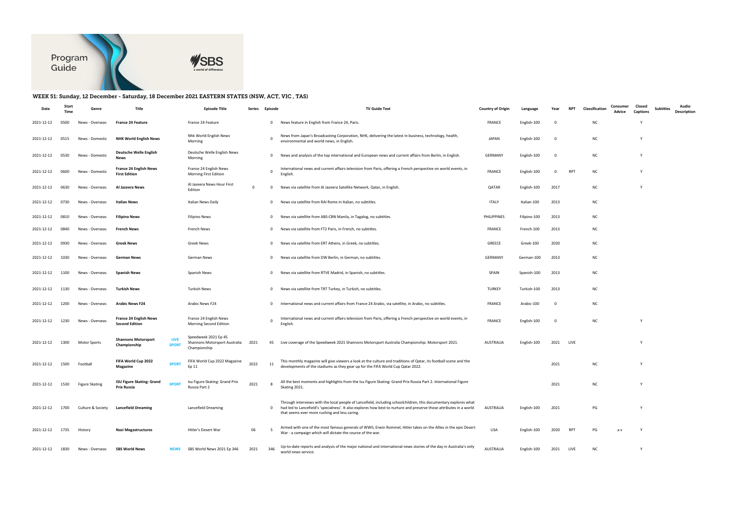Program Guide

SBS a world of difference

### WEEK 51: Sunday, 12 December - Saturday, 18 December 2021 EASTERN STATES (NSW, ACT, VIC , TAS)

| Date | Start Time | Genre | Title | | Episode Title | Series | Episode | TV Guide Text | Country of Origin | Language | Year | RPT | Classification | Consumer Advice | Closed Captions | Subtitles | Audio Description |
|---|---|---|---|---|---|---|---|---|---|---|---|---|---|---|---|---|---|
| 2021-12-12 | 0500 | News - Overseas | **France 24 Feature** | | France 24 Feature | | 0 | News feature in English from France 24, Paris. | FRANCE | English-100 | 0 | | NC | | Y | | |
| 2021-12-12 | 0515 | News - Domestic | **NHK World English News** | | Nhk World English News Morning | | 0 | News from Japan's Broadcasting Corporation, NHK, delivering the latest in business, technology, health, environmental and world news, in English. | JAPAN | English-100 | 0 | | NC | | Y | | |
| 2021-12-12 | 0530 | News - Domestic | **Deutsche Welle English News** | | Deutsche Welle English News Morning | | 0 | News and analysis of the top international and European news and current affairs from Berlin, in English. | GERMANY | English-100 | 0 | | NC | | Y | | |
| 2021-12-12 | 0600 | News - Domestic | **France 24 English News First Edition** | | France 24 English News Morning First Edition | | 0 | International news and current affairs television from Paris, offering a French perspective on world events, in English. | FRANCE | English-100 | 0 | RPT | NC | | Y | | |
| 2021-12-12 | 0630 | News - Overseas | **Al Jazeera News** | | Al Jazeera News Hour First Edition | 0 | 0 | News via satellite from Al Jazeera Satellite Network, Qatar, in English. | QATAR | English-100 | 2017 | | NC | | Y | | |
| 2021-12-12 | 0730 | News - Overseas | **Italian News** | | Italian News Daily | | 0 | News via satellite from RAI Rome in Italian, no subtitles. | ITALY | Italian-100 | 2013 | | NC | | | | |
| 2021-12-12 | 0810 | News - Overseas | **Filipino News** | | Filipino News | | 0 | News via satellite from ABS-CBN Manila, in Tagalog, no subtitles. | PHILIPPINES | Filipino-100 | 2013 | | NC | | | | |
| 2021-12-12 | 0840 | News - Overseas | **French News** | | French News | | 0 | News via satellite from FT2 Paris, in French, no subtitles. | FRANCE | French-100 | 2013 | | NC | | | | |
| 2021-12-12 | 0930 | News - Overseas | **Greek News** | | Greek News | | 0 | News via satellite from ERT Athens, in Greek, no subtitles. | GREECE | Greek-100 | 2020 | | NC | | | | |
| 2021-12-12 | 1030 | News - Overseas | **German News** | | German News | | 0 | News via satellite from DW Berlin, in German, no subtitles. | GERMANY | German-100 | 2013 | | NC | | | | |
| 2021-12-12 | 1100 | News - Overseas | **Spanish News** | | Spanish News | | 0 | News via satellite from RTVE Madrid, in Spanish, no subtitles. | SPAIN | Spanish-100 | 2013 | | NC | | | | |
| 2021-12-12 | 1130 | News - Overseas | **Turkish News** | | Turkish News | | 0 | News via satellite from TRT Turkey, in Turkish, no subtitles. | TURKEY | Turkish-100 | 2013 | | NC | | | | |
| 2021-12-12 | 1200 | News - Overseas | **Arabic News F24** | | Arabic News F24 | | 0 | International news and current affairs from France 24 Arabic, via satellite, in Arabic, no subtitles. | FRANCE | Arabic-100 | 0 | | NC | | | | |
| 2021-12-12 | 1230 | News - Overseas | **France 24 English News Second Edition** | | France 24 English News Morning Second Edition | | 0 | International news and current affairs television from Paris, offering a French perspective on world events, in English. | FRANCE | English-100 | 0 | | NC | | Y | | |
| 2021-12-12 | 1300 | Motor Sports | **Shannons Motorsport Championship** | LIVE SPORT | Speedweek 2021 Ep 45 Shannons Motorsport Australia Championship | 2021 | 45 | Live coverage of the Speedweek 2021 Shannons Motorsport Australia Championship. Motorsport 2021. | AUSTRALIA | English-100 | 2021 | LIVE | | | Y | | |
| 2021-12-12 | 1500 | Football | **FIFA World Cup 2022 Magazine** | SPORT | FIFA World Cup 2022 Magazine Ep 11 | 2022 | 11 | This monthly magazine will give viewers a look at the culture and traditions of Qatar, its football scene and the developments of the stadiums as they gear up for the FIFA World Cup Qatar 2022. | | | 2021 | | NC | | Y | | |
| 2021-12-12 | 1530 | Figure Skating | **ISU Figure Skating: Grand Prix Russia** | SPORT | Isu Figure Skating: Grand Prix Russia Part 2 | 2021 | 8 | All the best moments and highlights from the Isu Figure Skating: Grand Prix Russia Part 2. International Figure Skating 2021. | | | 2021 | | NC | | Y | | |
| 2021-12-12 | 1700 | Culture & Society | **Lancefield Dreaming** | | Lancefield Dreaming | | 0 | Through interviews with the local people of Lancefield, including schoolchildren, this documentary explores what had led to Lancefield's 'specialness'. It also explores how best to nurture and preserve those attributes in a world that seems ever more rushing and less caring. | AUSTRALIA | English-100 | 2021 | | PG | | Y | | |
| 2021-12-12 | 1735 | History | **Nazi Megastructures** | | Hitler's Desert War | 06 | 5 | Armed with one of the most famous generals of WWII, Erwin Rommel, Hitler takes on the Allies in the epic Desert War - a campaign which will dictate the course of the war. | USA | English-100 | 2020 | RPT | PG | a v | Y | | |
| 2021-12-12 | 1830 | News - Overseas | **SBS World News** | NEWS | SBS World News 2021 Ep 346 | 2021 | 346 | Up-to-date reports and analysis of the major national and international news stories of the day in Australia's only world news service. | AUSTRALIA | English-100 | 2021 | LIVE | NC | | Y | | |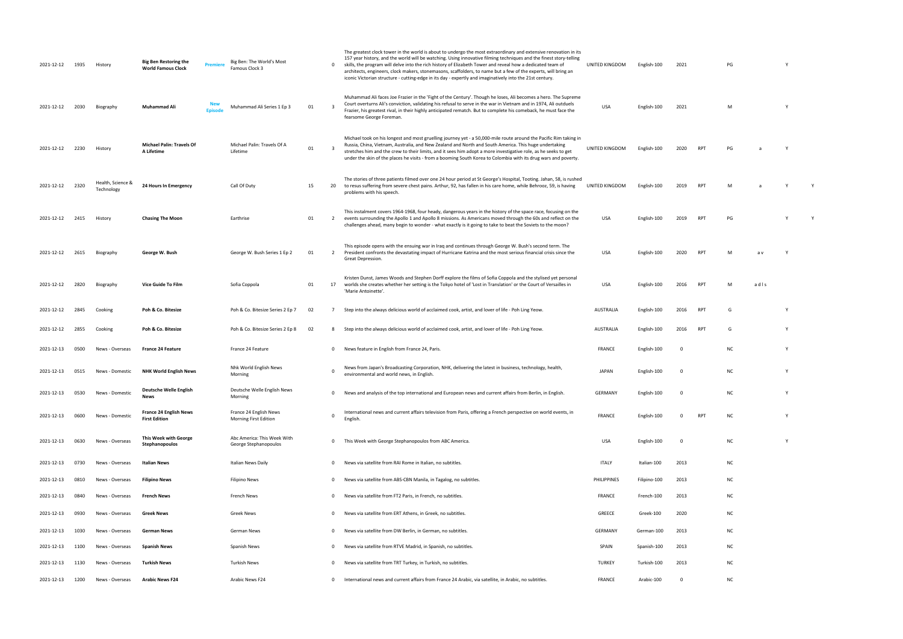| 2021-12-12 | 1935 | History | **Big Ben Restoring the World Famous Clock** | **Premiere** | Big Ben: The World's Most Famous Clock 3 | | 0 | The greatest clock tower in the world is about to undergo the most extraordinary and extensive renovation in its 157 year history, and the world will be watching. Using innovative filming techniques and the finest story-telling skills, the program will delve into the rich history of Elizabeth Tower and reveal how a dedicated team of architects, engineers, clock makers, stonemasons, scaffolders, to name but a few of the experts, will bring an iconic Victorian structure - cutting-edge in its day - expertly and imaginatively into the 21st century. | UNITED KINGDOM | English-100 | 2021 | | PG | | Y | |
|---|---|---|---|---|---|---|---|---|---|---|---|---|---|---|---|---|
| 2021-12-12 | 2030 | Biography | **Muhammad Ali** | **New Episode** | Muhammad Ali Series 1 Ep 3 | 01 | 3 | Muhammad Ali faces Joe Frazier in the 'Fight of the Century'. Though he loses, Ali becomes a hero. The Supreme Court overturns Ali's conviction, validating his refusal to serve in the war in Vietnam and in 1974, Ali outduels Frazier, his greatest rival, in their highly anticipated rematch. But to complete his comeback, he must face the fearsome George Foreman. | USA | English-100 | 2021 | | M | | Y | |
| 2021-12-12 | 2230 | History | **Michael Palin: Travels Of A Lifetime** | | Michael Palin: Travels Of A Lifetime | 01 | 3 | Michael took on his longest and most gruelling journey yet - a 50,000-mile route around the Pacific Rim taking in Russia, China, Vietnam, Australia, and New Zealand and North and South America. This huge undertaking stretches him and the crew to their limits, and it sees him adopt a more investigative role, as he seeks to get under the skin of the places he visits - from a booming South Korea to Colombia with its drug wars and poverty. | UNITED KINGDOM | English-100 | 2020 | RPT | PG | a | Y | |
| 2021-12-12 | 2320 | Health, Science & Technology | **24 Hours In Emergency** | | Call Of Duty | 15 | 20 | The stories of three patients filmed over one 24 hour period at St George's Hospital, Tooting. Jahan, 58, is rushed to resus suffering from severe chest pains. Arthur, 92, has fallen in his care home, while Behrooz, 59, is having problems with his speech. | UNITED KINGDOM | English-100 | 2019 | RPT | M | a | Y | Y |
| 2021-12-12 | 2415 | History | **Chasing The Moon** | | Earthrise | 01 | 2 | This instalment covers 1964-1968, four heady, dangerous years in the history of the space race, focusing on the events surrounding the Apollo 1 and Apollo 8 missions. As Americans moved through the 60s and reflect on the challenges ahead, many begin to wonder - what exactly is it going to take to beat the Soviets to the moon? | USA | English-100 | 2019 | RPT | PG | | Y | Y |
| 2021-12-12 | 2615 | Biography | **George W. Bush** | | George W. Bush Series 1 Ep 2 | 01 | 2 | This episode opens with the ensuing war in Iraq and continues through George W. Bush's second term. The President confronts the devastating impact of Hurricane Katrina and the most serious financial crisis since the Great Depression. | USA | English-100 | 2020 | RPT | M | a v | Y | |
| 2021-12-12 | 2820 | Biography | **Vice Guide To Film** | | Sofia Coppola | 01 | 17 | Kristen Dunst, James Woods and Stephen Dorff explore the films of Sofia Coppola and the stylised yet personal worlds she creates whether her setting is the Tokyo hotel of 'Lost in Translation' or the Court of Versailles in 'Marie Antoinette'. | USA | English-100 | 2016 | RPT | M | a d l s | | |
| 2021-12-12 | 2845 | Cooking | **Poh & Co. Bitesize** | | Poh & Co. Bitesize Series 2 Ep 7 | 02 | 7 | Step into the always delicious world of acclaimed cook, artist, and lover of life - Poh Ling Yeow. | AUSTRALIA | English-100 | 2016 | RPT | G | | Y | |
| 2021-12-12 | 2855 | Cooking | **Poh & Co. Bitesize** | | Poh & Co. Bitesize Series 2 Ep 8 | 02 | 8 | Step into the always delicious world of acclaimed cook, artist, and lover of life - Poh Ling Yeow. | AUSTRALIA | English-100 | 2016 | RPT | G | | Y | |
| 2021-12-13 | 0500 | News - Overseas | **France 24 Feature** | | France 24 Feature | | 0 | News feature in English from France 24, Paris. | FRANCE | English-100 | 0 | | NC | | Y | |
| 2021-12-13 | 0515 | News - Domestic | **NHK World English News** | | Nhk World English News Morning | | 0 | News from Japan's Broadcasting Corporation, NHK, delivering the latest in business, technology, health, environmental and world news, in English. | JAPAN | English-100 | 0 | | NC | | Y | |
| 2021-12-13 | 0530 | News - Domestic | **Deutsche Welle English News** | | Deutsche Welle English News Morning | | 0 | News and analysis of the top international and European news and current affairs from Berlin, in English. | GERMANY | English-100 | 0 | | NC | | Y | |
| 2021-12-13 | 0600 | News - Domestic | **France 24 English News First Edition** | | France 24 English News Morning First Edition | | 0 | International news and current affairs television from Paris, offering a French perspective on world events, in English. | FRANCE | English-100 | 0 | RPT | NC | | Y | |
| 2021-12-13 | 0630 | News - Overseas | **This Week with George Stephanopoulos** | | Abc America: This Week With George Stephanopoulos | | 0 | This Week with George Stephanopoulos from ABC America. | USA | English-100 | 0 | | NC | | Y | |
| 2021-12-13 | 0730 | News - Overseas | **Italian News** | | Italian News Daily | | 0 | News via satellite from RAI Rome in Italian, no subtitles. | ITALY | Italian-100 | 2013 | | NC | | | |
| 2021-12-13 | 0810 | News - Overseas | **Filipino News** | | Filipino News | | 0 | News via satellite from ABS-CBN Manila, in Tagalog, no subtitles. | PHILIPPINES | Filipino-100 | 2013 | | NC | | | |
| 2021-12-13 | 0840 | News - Overseas | **French News** | | French News | | 0 | News via satellite from FT2 Paris, in French, no subtitles. | FRANCE | French-100 | 2013 | | NC | | | |
| 2021-12-13 | 0930 | News - Overseas | **Greek News** | | Greek News | | 0 | News via satellite from ERT Athens, in Greek, no subtitles. | GREECE | Greek-100 | 2020 | | NC | | | |
| 2021-12-13 | 1030 | News - Overseas | **German News** | | German News | | 0 | News via satellite from DW Berlin, in German, no subtitles. | GERMANY | German-100 | 2013 | | NC | | | |
| 2021-12-13 | 1100 | News - Overseas | **Spanish News** | | Spanish News | | 0 | News via satellite from RTVE Madrid, in Spanish, no subtitles. | SPAIN | Spanish-100 | 2013 | | NC | | | |
| 2021-12-13 | 1130 | News - Overseas | **Turkish News** | | Turkish News | | 0 | News via satellite from TRT Turkey, in Turkish, no subtitles. | TURKEY | Turkish-100 | 2013 | | NC | | | |
| 2021-12-13 | 1200 | News - Overseas | **Arabic News F24** | | Arabic News F24 | | 0 | International news and current affairs from France 24 Arabic, via satellite, in Arabic, no subtitles. | FRANCE | Arabic-100 | 0 | | NC | | | |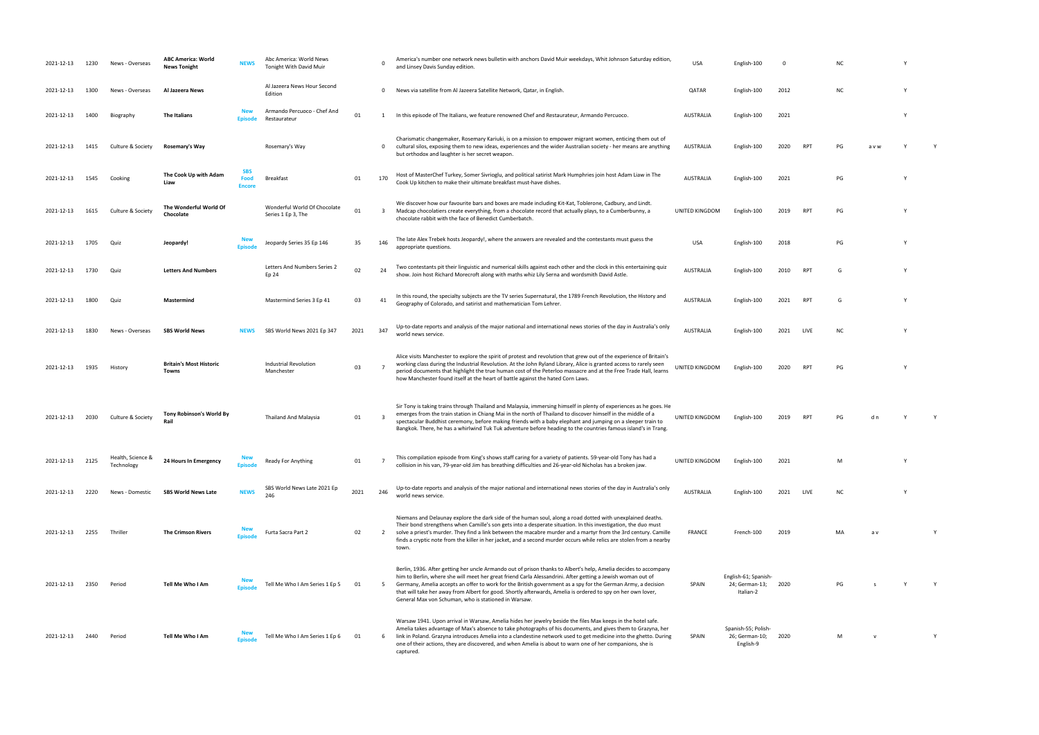| | | | | | | | | | | | | | | | | | |
|---|---|---|---|---|---|---|---|---|---|---|---|---|---|---|---|---|---|
| 2021-12-13 | 1230 | News - Overseas | **ABC America: World News Tonight** | **NEWS** | Abc America: World News Tonight With David Muir | | 0 | America's number one network news bulletin with anchors David Muir weekdays, Whit Johnson Saturday edition, and Linsey Davis Sunday edition. | USA | English-100 | 0 | | NC | | Y | |
| 2021-12-13 | 1300 | News - Overseas | **Al Jazeera News** | | Al Jazeera News Hour Second Edition | | 0 | News via satellite from Al Jazeera Satellite Network, Qatar, in English. | QATAR | English-100 | 2012 | | NC | | Y | |
| 2021-12-13 | 1400 | Biography | **The Italians** | **New Episode** | Armando Percuoco - Chef And Restaurateur | 01 | 1 | In this episode of The Italians, we feature renowned Chef and Restaurateur, Armando Percuoco. | AUSTRALIA | English-100 | 2021 | | | | Y | |
| 2021-12-13 | 1415 | Culture & Society | **Rosemary's Way** | | Rosemary's Way | | 0 | Charismatic changemaker, Rosemary Kariuki, is on a mission to empower migrant women, enticing them out of cultural silos, exposing them to new ideas, experiences and the wider Australian society - her means are anything but orthodox and laughter is her secret weapon. | AUSTRALIA | English-100 | 2020 | RPT | PG | a v w | Y | Y |
| 2021-12-13 | 1545 | Cooking | **The Cook Up with Adam Liaw** | **SBS Food Encore** | Breakfast | 01 | 170 | Host of MasterChef Turkey, Somer Sivrioglu, and political satirist Mark Humphries join host Adam Liaw in The Cook Up kitchen to make their ultimate breakfast must-have dishes. | AUSTRALIA | English-100 | 2021 | | PG | | Y | |
| 2021-12-13 | 1615 | Culture & Society | **The Wonderful World Of Chocolate** | | Wonderful World Of Chocolate Series 1 Ep 3, The | 01 | 3 | We discover how our favourite bars and boxes are made including Kit-Kat, Toblerone, Cadbury, and Lindt. Madcap chocolatiers create everything, from a chocolate record that actually plays, to a Cumberbunny, a chocolate rabbit with the face of Benedict Cumberbatch. | UNITED KINGDOM | English-100 | 2019 | RPT | PG | | Y | |
| 2021-12-13 | 1705 | Quiz | **Jeopardy!** | **New Episode** | Jeopardy Series 35 Ep 146 | 35 | 146 | The late Alex Trebek hosts Jeopardy!, where the answers are revealed and the contestants must guess the appropriate questions. | USA | English-100 | 2018 | | PG | | Y | |
| 2021-12-13 | 1730 | Quiz | **Letters And Numbers** | | Letters And Numbers Series 2 Ep 24 | 02 | 24 | Two contestants pit their linguistic and numerical skills against each other and the clock in this entertaining quiz show. Join host Richard Morecroft along with maths whiz Lily Serna and wordsmith David Astle. | AUSTRALIA | English-100 | 2010 | RPT | G | | Y | |
| 2021-12-13 | 1800 | Quiz | **Mastermind** | | Mastermind Series 3 Ep 41 | 03 | 41 | In this round, the specialty subjects are the TV series Supernatural, the 1789 French Revolution, the History and Geography of Colorado, and satirist and mathematician Tom Lehrer. | AUSTRALIA | English-100 | 2021 | RPT | G | | Y | |
| 2021-12-13 | 1830 | News - Overseas | **SBS World News** | **NEWS** | SBS World News 2021 Ep 347 | 2021 | 347 | Up-to-date reports and analysis of the major national and international news stories of the day in Australia's only world news service. | AUSTRALIA | English-100 | 2021 | LIVE | NC | | Y | |
| 2021-12-13 | 1935 | History | **Britain's Most Historic Towns** | | Industrial Revolution Manchester | 03 | 7 | Alice visits Manchester to explore the spirit of protest and revolution that grew out of the experience of Britain's working class during the Industrial Revolution. At the John Ryland Library, Alice is granted access to rarely seen period documents that highlight the true human cost of the Peterloo massacre and at the Free Trade Hall, learns how Manchester found itself at the heart of battle against the hated Corn Laws. | UNITED KINGDOM | English-100 | 2020 | RPT | PG | | Y | |
| 2021-12-13 | 2030 | Culture & Society | **Tony Robinson's World By Rail** | | Thailand And Malaysia | 01 | 3 | Sir Tony is taking trains through Thailand and Malaysia, immersing himself in plenty of experiences as he goes. He emerges from the train station in Chiang Mai in the north of Thailand to discover himself in the middle of a spectacular Buddhist ceremony, before making friends with a baby elephant and jumping on a sleeper train to Bangkok. There, he has a whirlwind Tuk Tuk adventure before heading to the countries famous island's in Trang. | UNITED KINGDOM | English-100 | 2019 | RPT | PG | d n | Y | Y |
| 2021-12-13 | 2125 | Health, Science & Technology | **24 Hours In Emergency** | **New Episode** | Ready For Anything | 01 | 7 | This compilation episode from King's shows staff caring for a variety of patients. 59-year-old Tony has had a collision in his van, 79-year-old Jim has breathing difficulties and 26-year-old Nicholas has a broken jaw. | UNITED KINGDOM | English-100 | 2021 | | M | | Y | |
| 2021-12-13 | 2220 | News - Domestic | **SBS World News Late** | **NEWS** | SBS World News Late 2021 Ep 246 | 2021 | 246 | Up-to-date reports and analysis of the major national and international news stories of the day in Australia's only world news service. | AUSTRALIA | English-100 | 2021 | LIVE | NC | | Y | |
| 2021-12-13 | 2255 | Thriller | **The Crimson Rivers** | **New Episode** | Furta Sacra Part 2 | 02 | 2 | Niemans and Delaunay explore the dark side of the human soul, along a road dotted with unexplained deaths. Their bond strengthens when Camille's son gets into a desperate situation. In this investigation, the duo must solve a priest's murder. They find a link between the macabre murder and a martyr from the 3rd century. Camille finds a cryptic note from the killer in her jacket, and a second murder occurs while relics are stolen from a nearby town. | FRANCE | French-100 | 2019 | | MA | a v | | Y |
| 2021-12-13 | 2350 | Period | **Tell Me Who I Am** | **New Episode** | Tell Me Who I Am Series 1 Ep 5 | 01 | 5 | Berlin, 1936. After getting her uncle Armando out of prison thanks to Albert's help, Amelia decides to accompany him to Berlin, where she will meet her great friend Carla Alessandrini. After getting a Jewish woman out of Germany, Amelia accepts an offer to work for the British government as a spy for the German Army, a decision that will take her away from Albert for good. Shortly afterwards, Amelia is ordered to spy on her own lover, General Max von Schuman, who is stationed in Warsaw. | SPAIN | English-61; Spanish-24; German-13; Italian-2 | 2020 | | PG | s | Y | Y |
| 2021-12-13 | 2440 | Period | **Tell Me Who I Am** | **New Episode** | Tell Me Who I Am Series 1 Ep 6 | 01 | 6 | Warsaw 1941. Upon arrival in Warsaw, Amelia hides her jewelry beside the files Max keeps in the hotel safe. Amelia takes advantage of Max's absence to take photographs of his documents, and gives them to Grazyna, her link in Poland. Grazyna introduces Amelia into a clandestine network used to get medicine into the ghetto. During one of their actions, they are discovered, and when Amelia is about to warn one of her companions, she is captured. | SPAIN | Spanish-55; Polish-26; German-10; English-9 | 2020 | | M | v | | Y |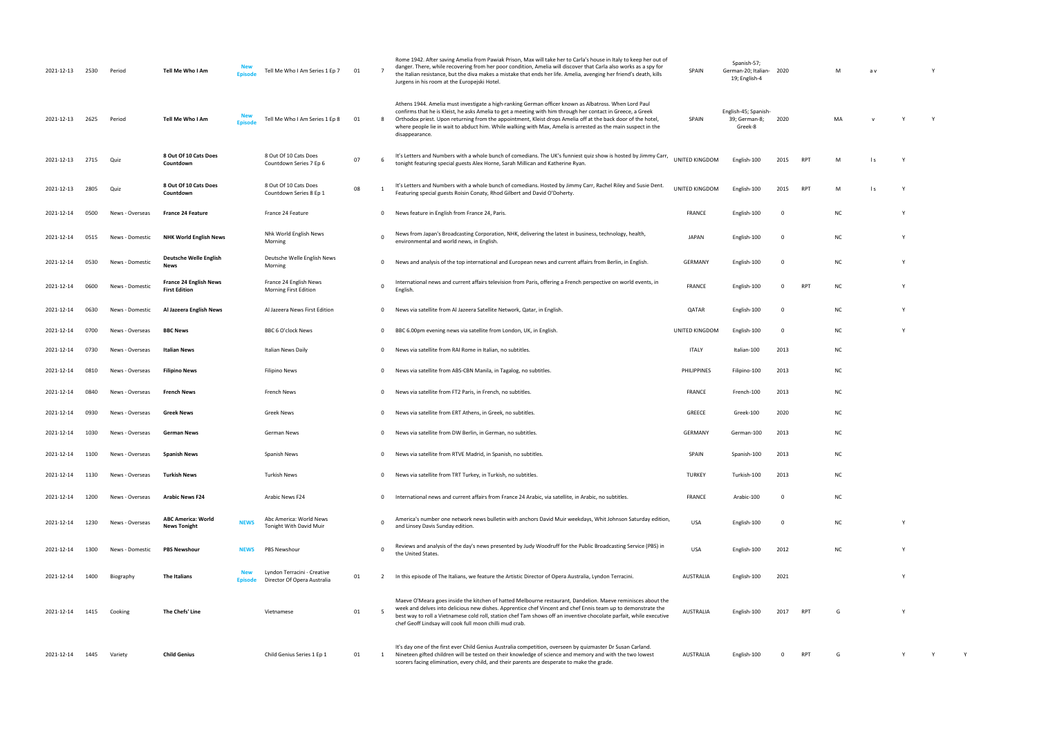| | | | | | | | | | | | | | | | | | |
|---|---|---|---|---|---|---|---|---|---|---|---|---|---|---|---|---|---|
| 2021-12-13 | 2530 | Period | **Tell Me Who I Am** | **New Episode** | Tell Me Who I Am Series 1 Ep 7 | 01 | 7 | Rome 1942. After saving Amelia from Pawiak Prison, Max will take her to Carla's house in Italy to keep her out of danger. There, while recovering from her poor condition, Amelia will discover that Carla also works as a spy for the Italian resistance, but the diva makes a mistake that ends her life. Amelia, avenging her friend's death, kills Jurgens in his room at the Europejski Hotel. | SPAIN | Spanish-57; German-20; Italian-19; English-4 | 2020 | | M | a v | Y | | |
| 2021-12-13 | 2625 | Period | **Tell Me Who I Am** | **New Episode** | Tell Me Who I Am Series 1 Ep 8 | 01 | 8 | Athens 1944. Amelia must investigate a high-ranking German officer known as Albatross. When Lord Paul confirms that he is Kleist, he asks Amelia to get a meeting with him through her contact in Greece, a Greek Orthodox priest. Upon returning from the appointment, Kleist drops Amelia off at the back door of the hotel, where people lie in wait to abduct him. While walking with Max, Amelia is arrested as the main suspect in the disappearance. | SPAIN | English-45; Spanish-39; German-8; Greek-8 | 2020 | | MA | v | Y | Y | |
| 2021-12-13 | 2715 | Quiz | **8 Out Of 10 Cats Does Countdown** | | 8 Out Of 10 Cats Does Countdown Series 7 Ep 6 | 07 | 6 | It's Letters and Numbers with a whole bunch of comedians. The UK's funniest quiz show is hosted by Jimmy Carr, tonight featuring special guests Alex Horne, Sarah Millican and Katherine Ryan. | UNITED KINGDOM | English-100 | 2015 | RPT | M | l s | Y | | |
| 2021-12-13 | 2805 | Quiz | **8 Out Of 10 Cats Does Countdown** | | 8 Out Of 10 Cats Does Countdown Series 8 Ep 1 | 08 | 1 | It's Letters and Numbers with a whole bunch of comedians. Hosted by Jimmy Carr, Rachel Riley and Susie Dent. Featuring special guests Roisin Conaty, Rhod Gilbert and David O'Doherty. | UNITED KINGDOM | English-100 | 2015 | RPT | M | l s | Y | | |
| 2021-12-14 | 0500 | News - Overseas | **France 24 Feature** | | France 24 Feature | | 0 | News feature in English from France 24, Paris. | FRANCE | English-100 | 0 | | NC | | Y | | |
| 2021-12-14 | 0515 | News - Domestic | **NHK World English News** | | Nhk World English News Morning | | 0 | News from Japan's Broadcasting Corporation, NHK, delivering the latest in business, technology, health, environmental and world news, in English. | JAPAN | English-100 | 0 | | NC | | Y | | |
| 2021-12-14 | 0530 | News - Domestic | **Deutsche Welle English News** | | Deutsche Welle English News Morning | | 0 | News and analysis of the top international and European news and current affairs from Berlin, in English. | GERMANY | English-100 | 0 | | NC | | Y | | |
| 2021-12-14 | 0600 | News - Domestic | **France 24 English News First Edition** | | France 24 English News Morning First Edition | | 0 | International news and current affairs television from Paris, offering a French perspective on world events, in English. | FRANCE | English-100 | 0 | RPT | NC | | Y | | |
| 2021-12-14 | 0630 | News - Domestic | **Al Jazeera English News** | | Al Jazeera News First Edition | | 0 | News via satellite from Al Jazeera Satellite Network, Qatar, in English. | QATAR | English-100 | 0 | | NC | | Y | | |
| 2021-12-14 | 0700 | News - Overseas | **BBC News** | | BBC 6 O'clock News | | 0 | BBC 6.00pm evening news via satellite from London, UK, in English. | UNITED KINGDOM | English-100 | 0 | | NC | | Y | | |
| 2021-12-14 | 0730 | News - Overseas | **Italian News** | | Italian News Daily | | 0 | News via satellite from RAI Rome in Italian, no subtitles. | ITALY | Italian-100 | 2013 | | NC | | | | |
| 2021-12-14 | 0810 | News - Overseas | **Filipino News** | | Filipino News | | 0 | News via satellite from ABS-CBN Manila, in Tagalog, no subtitles. | PHILIPPINES | Filipino-100 | 2013 | | NC | | | | |
| 2021-12-14 | 0840 | News - Overseas | **French News** | | French News | | 0 | News via satellite from FT2 Paris, in French, no subtitles. | FRANCE | French-100 | 2013 | | NC | | | | |
| 2021-12-14 | 0930 | News - Overseas | **Greek News** | | Greek News | | 0 | News via satellite from ERT Athens, in Greek, no subtitles. | GREECE | Greek-100 | 2020 | | NC | | | | |
| 2021-12-14 | 1030 | News - Overseas | **German News** | | German News | | 0 | News via satellite from DW Berlin, in German, no subtitles. | GERMANY | German-100 | 2013 | | NC | | | | |
| 2021-12-14 | 1100 | News - Overseas | **Spanish News** | | Spanish News | | 0 | News via satellite from RTVE Madrid, in Spanish, no subtitles. | SPAIN | Spanish-100 | 2013 | | NC | | | | |
| 2021-12-14 | 1130 | News - Overseas | **Turkish News** | | Turkish News | | 0 | News via satellite from TRT Turkey, in Turkish, no subtitles. | TURKEY | Turkish-100 | 2013 | | NC | | | | |
| 2021-12-14 | 1200 | News - Overseas | **Arabic News F24** | | Arabic News F24 | | 0 | International news and current affairs from France 24 Arabic, via satellite, in Arabic, no subtitles. | FRANCE | Arabic-100 | 0 | | NC | | | | |
| 2021-12-14 | 1230 | News - Overseas | **ABC America: World News Tonight** | **NEWS** | Abc America: World News Tonight With David Muir | | 0 | America's number one network news bulletin with anchors David Muir weekdays, Whit Johnson Saturday edition, and Linsey Davis Sunday edition. | USA | English-100 | 0 | | NC | | Y | | |
| 2021-12-14 | 1300 | News - Domestic | **PBS Newshour** | **NEWS** | PBS Newshour | | 0 | Reviews and analysis of the day's news presented by Judy Woodruff for the Public Broadcasting Service (PBS) in the United States. | USA | English-100 | 2012 | | NC | | Y | | |
| 2021-12-14 | 1400 | Biography | **The Italians** | **New Episode** | Lyndon Terracini - Creative Director Of Opera Australia | 01 | 2 | In this episode of The Italians, we feature the Artistic Director of Opera Australia, Lyndon Terracini. | AUSTRALIA | English-100 | 2021 | | | | Y | | |
| 2021-12-14 | 1415 | Cooking | **The Chefs' Line** | | Vietnamese | 01 | 5 | Maeve O'Meara goes inside the kitchen of hatted Melbourne restaurant, Dandelion. Maeve reminisces about the week and delves into delicious new dishes. Apprentice chef Vincent and chef Ennis team up to demonstrate the best way to roll a Vietnamese cold roll, station chef Tam shows off an inventive chocolate parfait, while executive chef Geoff Lindsay will cook full moon chilli mud crab. | AUSTRALIA | English-100 | 2017 | RPT | G | | Y | | |
| 2021-12-14 | 1445 | Variety | **Child Genius** | | Child Genius Series 1 Ep 1 | 01 | 1 | It's day one of the first ever Child Genius Australia competition, overseen by quizmaster Dr Susan Carland. Nineteen gifted children will be tested on their knowledge of science and memory and with the two lowest scorers facing elimination, every child, and their parents are desperate to make the grade. | AUSTRALIA | English-100 | 0 | RPT | G | | Y | Y | Y |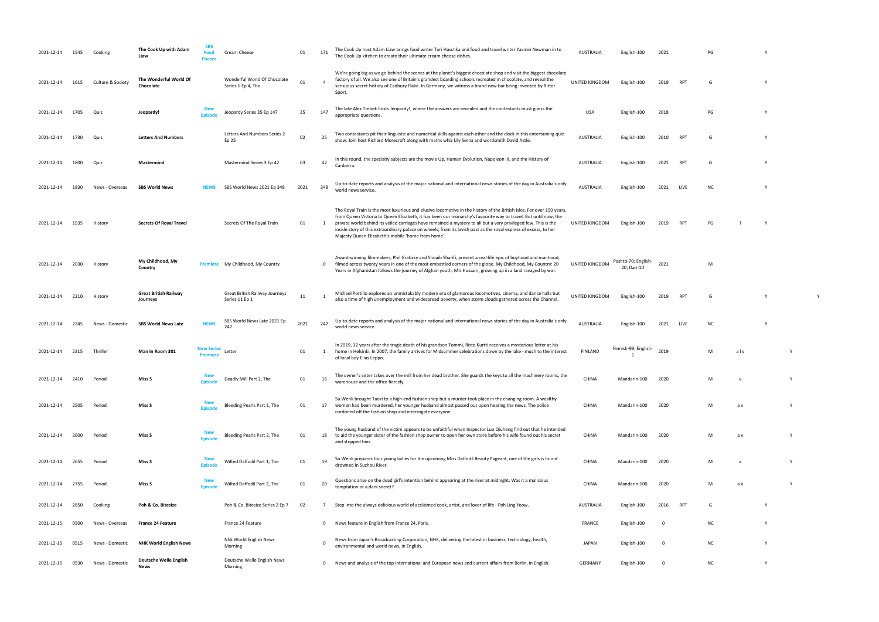| | | | | | | | | | | | | | | | | | |
|---|---|---|---|---|---|---|---|---|---|---|---|---|---|---|---|---|---|
| 2021-12-14 | 1545 | Cooking | **The Cook Up with Adam Liaw** | **SBS Food Encore** | Cream Cheese | 01 | 171 | The Cook Up host Adam Liaw brings food writer Tori Haschka and food and travel writer Yasmin Newman in to The Cook Up kitchen to create their ultimate cream cheese dishes. | AUSTRALIA | English-100 | 2021 | | PG | | Y | | |
| 2021-12-14 | 1615 | Culture & Society | **The Wonderful World Of Chocolate** | | Wonderful World Of Chocolate Series 1 Ep 4, The | 01 | 4 | We're going big as we go behind the scenes at the planet's biggest chocolate shop and visit the biggest chocolate factory of all. We also see one of Britain's grandest boarding schools recreated in chocolate, and reveal the sensuous secret history of Cadbury Flake. In Germany, we witness a brand new bar being invented by Ritter Sport. | UNITED KINGDOM | English-100 | 2019 | RPT | G | | Y | | |
| 2021-12-14 | 1705 | Quiz | **Jeopardy!** | **New Episode** | Jeopardy Series 35 Ep 147 | 35 | 147 | The late Alex Trebek hosts Jeopardy!, where the answers are revealed and the contestants must guess the appropriate questions. | USA | English-100 | 2018 | | PG | | Y | | |
| 2021-12-14 | 1730 | Quiz | **Letters And Numbers** | | Letters And Numbers Series 2 Ep 25 | 02 | 25 | Two contestants pit their linguistic and numerical skills against each other and the clock in this entertaining quiz show. Join host Richard Morecroft along with maths whiz Lily Serna and wordsmith David Astle. | AUSTRALIA | English-100 | 2010 | RPT | G | | Y | | |
| 2021-12-14 | 1800 | Quiz | **Mastermind** | | Mastermind Series 3 Ep 42 | 03 | 42 | In this round, the specialty subjects are the movie Up, Human Evolution, Napoleon III, and the History of Canberra. | AUSTRALIA | English-100 | 2021 | RPT | G | | Y | | |
| 2021-12-14 | 1830 | News - Overseas | **SBS World News** | **NEWS** | SBS World News 2021 Ep 348 | 2021 | 348 | Up-to-date reports and analysis of the major national and international news stories of the day in Australia's only world news service. | AUSTRALIA | English-100 | 2021 | LIVE | NC | | Y | | |
| 2021-12-14 | 1935 | History | **Secrets Of Royal Travel** | | Secrets Of The Royal Train | 01 | 1 | The Royal Train is the most luxurious and elusive locomotive in the history of the British Isles. For over 150 years, from Queen Victoria to Queen Elizabeth, it has been our monarchy's favourite way to travel. But until now, the private world behind its veiled carriages have remained a mystery to all but a very privileged few. This is the inside story of this extraordinary palace on wheels; from its lavish past as the royal express of excess, to her Majesty Queen Elizabeth's mobile 'home from home'. | UNITED KINGDOM | English-100 | 2019 | RPT | PG | l | Y | | |
| 2021-12-14 | 2030 | History | **My Childhood, My Country** | **Premiere** | My Childhood, My Country | | 0 | Award-winning filmmakers, Phil Grabsky and Shoaib Sharifi, present a real-life epic of boyhood and manhood, filmed across twenty years in one of the most embattled corners of the globe. My Childhood, My Country: 20 Years in Afghanistan follows the journey of Afghan youth, Mir Hussain, growing up in a land ravaged by war. | UNITED KINGDOM | Pashto-70; English-20; Dari-10 | 2021 | | M | | | | |
| 2021-12-14 | 2210 | History | **Great British Railway Journeys** | | Great British Railway Journeys Series 11 Ep 1 | 11 | 1 | Michael Portillo explores an unmistakably modern era of glamorous locomotives, cinema, and dance halls but also a time of high unemployment and widespread poverty, when storm clouds gathered across the Channel. | UNITED KINGDOM | English-100 | 2019 | RPT | G | | Y | | Y |
| 2021-12-14 | 2245 | News - Domestic | **SBS World News Late** | **NEWS** | SBS World News Late 2021 Ep 247 | 2021 | 247 | Up-to-date reports and analysis of the major national and international news stories of the day in Australia's only world news service. | AUSTRALIA | English-100 | 2021 | LIVE | NC | | Y | | |
| 2021-12-14 | 2315 | Thriller | **Man In Room 301** | **New Series Premiere** | Letter | 01 | 1 | In 2019, 12 years after the tragic death of his grandson Tommi, Risto Kurtti receives a mysterious letter at his home in Helsinki. In 2007, the family arrives for Midsummer celebrations down by the lake - much to the interest of local boy Elias Leppo. | FINLAND | Finnish-99; English-1 | 2019 | | M | a l s | | Y | |
| 2021-12-14 | 2410 | Period | **Miss S** | **New Episode** | Deadly Mill Part 2, The | 01 | 16 | The owner's sister takes over the mill from her dead brother. She guards the keys to all the machinery rooms, the warehouse and the office fiercely. | CHINA | Mandarin-100 | 2020 | | M | v | | Y | |
| 2021-12-14 | 2505 | Period | **Miss S** | **New Episode** | Bleeding Pearls Part 1, The | 01 | 17 | Su Wenli brought Taozi to a high-end fashion shop but a murder took place in the changing room. A wealthy woman had been murdered, her younger husband almost passed out upon hearing the news. The police cordoned off the fashion shop and interrogate everyone. | CHINA | Mandarin-100 | 2020 | | M | a v | | Y | |
| 2021-12-14 | 2600 | Period | **Miss S** | **New Episode** | Bleeding Pearls Part 2, The | 01 | 18 | The young husband of the victim appears to be unfaithful when Inspector Luo Qiuheng find out that he intended to aid the younger sister of the fashion shop owner to open her own store before his wife found out his secret and stopped him. | CHINA | Mandarin-100 | 2020 | | M | a v | | Y | |
| 2021-12-14 | 2655 | Period | **Miss S** | **New Episode** | Wilted Daffodil Part 1, The | 01 | 19 | Su Wenli prepares four young ladies for the upcoming Miss Daffodil Beauty Pageant, one of the girls is found drowned in Suzhou River. | CHINA | Mandarin-100 | 2020 | | M | a | | Y | |
| 2021-12-14 | 2755 | Period | **Miss S** | **New Episode** | Wilted Daffodil Part 2, The | 01 | 20 | Questions arise on the dead girl's intention behind appearing at the river at midnight. Was it a malicious temptation or a dark secret? | CHINA | Mandarin-100 | 2020 | | M | a v | | Y | |
| 2021-12-14 | 2850 | Cooking | **Poh & Co. Bitesize** | | Poh & Co. Bitesize Series 2 Ep 7 | 02 | 7 | Step into the always delicious world of acclaimed cook, artist, and lover of life - Poh Ling Yeow. | AUSTRALIA | English-100 | 2016 | RPT | G | | Y | | |
| 2021-12-15 | 0500 | News - Overseas | **France 24 Feature** | | France 24 Feature | | 0 | News feature in English from France 24, Paris. | FRANCE | English-100 | 0 | | NC | | Y | | |
| 2021-12-15 | 0515 | News - Domestic | **NHK World English News** | | Nhk World English News Morning | | 0 | News from Japan's Broadcasting Corporation, NHK, delivering the latest in business, technology, health, environmental and world news, in English. | JAPAN | English-100 | 0 | | NC | | Y | | |
| 2021-12-15 | 0530 | News - Domestic | **Deutsche Welle English News** | | Deutsche Welle English News Morning | | 0 | News and analysis of the top international and European news and current affairs from Berlin, in English. | GERMANY | English-100 | 0 | | NC | | Y | | |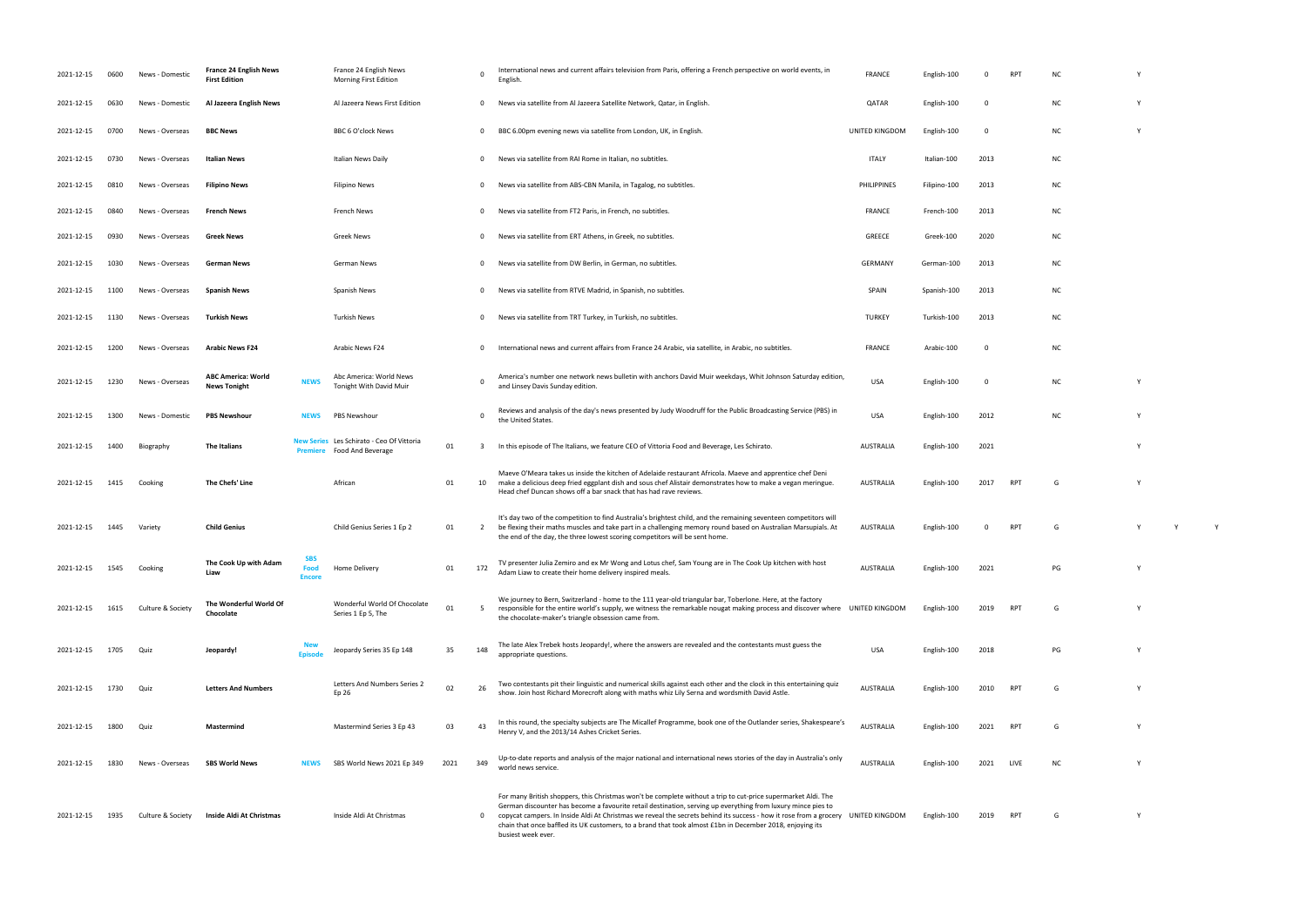| | | | | | | | | | | | | | | | | | |
|---|---|---|---|---|---|---|---|---|---|---|---|---|---|---|---|---|---|
| 2021-12-15 | 0600 | News - Domestic | **France 24 English News First Edition** | | France 24 English News Morning First Edition | | 0 | International news and current affairs television from Paris, offering a French perspective on world events, in English. | FRANCE | English-100 | 0 | RPT | NC | | Y | | |
| 2021-12-15 | 0630 | News - Domestic | **Al Jazeera English News** | | Al Jazeera News First Edition | | 0 | News via satellite from Al Jazeera Satellite Network, Qatar, in English. | QATAR | English-100 | 0 | | NC | | Y | | |
| 2021-12-15 | 0700 | News - Overseas | **BBC News** | | BBC 6 O'clock News | | 0 | BBC 6.00pm evening news via satellite from London, UK, in English. | UNITED KINGDOM | English-100 | 0 | | NC | | Y | | |
| 2021-12-15 | 0730 | News - Overseas | **Italian News** | | Italian News Daily | | 0 | News via satellite from RAI Rome in Italian, no subtitles. | ITALY | Italian-100 | 2013 | | NC | | | | |
| 2021-12-15 | 0810 | News - Overseas | **Filipino News** | | Filipino News | | 0 | News via satellite from ABS-CBN Manila, in Tagalog, no subtitles. | PHILIPPINES | Filipino-100 | 2013 | | NC | | | | |
| 2021-12-15 | 0840 | News - Overseas | **French News** | | French News | | 0 | News via satellite from FT2 Paris, in French, no subtitles. | FRANCE | French-100 | 2013 | | NC | | | | |
| 2021-12-15 | 0930 | News - Overseas | **Greek News** | | Greek News | | 0 | News via satellite from ERT Athens, in Greek, no subtitles. | GREECE | Greek-100 | 2020 | | NC | | | | |
| 2021-12-15 | 1030 | News - Overseas | **German News** | | German News | | 0 | News via satellite from DW Berlin, in German, no subtitles. | GERMANY | German-100 | 2013 | | NC | | | | |
| 2021-12-15 | 1100 | News - Overseas | **Spanish News** | | Spanish News | | 0 | News via satellite from RTVE Madrid, in Spanish, no subtitles. | SPAIN | Spanish-100 | 2013 | | NC | | | | |
| 2021-12-15 | 1130 | News - Overseas | **Turkish News** | | Turkish News | | 0 | News via satellite from TRT Turkey, in Turkish, no subtitles. | TURKEY | Turkish-100 | 2013 | | NC | | | | |
| 2021-12-15 | 1200 | News - Overseas | **Arabic News F24** | | Arabic News F24 | | 0 | International news and current affairs from France 24 Arabic, via satellite, in Arabic, no subtitles. | FRANCE | Arabic-100 | 0 | | NC | | | | |
| 2021-12-15 | 1230 | News - Overseas | **ABC America: World News Tonight** | **NEWS** | Abc America: World News Tonight With David Muir | | 0 | America's number one network news bulletin with anchors David Muir weekdays, Whit Johnson Saturday edition, and Linsey Davis Sunday edition. | USA | English-100 | 0 | | NC | | Y | | |
| 2021-12-15 | 1300 | News - Domestic | **PBS Newshour** | **NEWS** | PBS Newshour | | 0 | Reviews and analysis of the day's news presented by Judy Woodruff for the Public Broadcasting Service (PBS) in the United States. | USA | English-100 | 2012 | | NC | | Y | | |
| 2021-12-15 | 1400 | Biography | **The Italians** | **New Series Premiere** | Les Schirato - Ceo Of Vittoria Food And Beverage | 01 | 3 | In this episode of The Italians, we feature CEO of Vittoria Food and Beverage, Les Schirato. | AUSTRALIA | English-100 | 2021 | | | | Y | | |
| 2021-12-15 | 1415 | Cooking | **The Chefs' Line** | | African | 01 | 10 | Maeve O'Meara takes us inside the kitchen of Adelaide restaurant Africola. Maeve and apprentice chef Deni make a delicious deep fried eggplant dish and sous chef Alistair demonstrates how to make a vegan meringue. Head chef Duncan shows off a bar snack that has had rave reviews. | AUSTRALIA | English-100 | 2017 | RPT | G | | Y | | |
| 2021-12-15 | 1445 | Variety | **Child Genius** | | Child Genius Series 1 Ep 2 | 01 | 2 | It's day two of the competition to find Australia's brightest child, and the remaining seventeen competitors will be flexing their maths muscles and take part in a challenging memory round based on Australian Marsupials. At the end of the day, the three lowest scoring competitors will be sent home. | AUSTRALIA | English-100 | 0 | RPT | G | | Y | Y | Y |
| 2021-12-15 | 1545 | Cooking | **The Cook Up with Adam Liaw** | **SBS Food Encore** | Home Delivery | 01 | 172 | TV presenter Julia Zemiro and ex Mr Wong and Lotus chef, Sam Young are in The Cook Up kitchen with host Adam Liaw to create their home delivery inspired meals. | AUSTRALIA | English-100 | 2021 | | PG | | Y | | |
| 2021-12-15 | 1615 | Culture & Society | **The Wonderful World Of Chocolate** | | Wonderful World Of Chocolate Series 1 Ep 5, The | 01 | 5 | We journey to Bern, Switzerland - home to the 111 year-old triangular bar, Toberlone. Here, at the factory responsible for the entire world's supply, we witness the remarkable nougat making process and discover where the chocolate-maker's triangle obsession came from. | UNITED KINGDOM | English-100 | 2019 | RPT | G | | Y | | |
| 2021-12-15 | 1705 | Quiz | **Jeopardy!** | **New Episode** | Jeopardy Series 35 Ep 148 | 35 | 148 | The late Alex Trebek hosts Jeopardy!, where the answers are revealed and the contestants must guess the appropriate questions. | USA | English-100 | 2018 | | PG | | Y | | |
| 2021-12-15 | 1730 | Quiz | **Letters And Numbers** | | Letters And Numbers Series 2 Ep 26 | 02 | 26 | Two contestants pit their linguistic and numerical skills against each other and the clock in this entertaining quiz show. Join host Richard Morecroft along with maths whiz Lily Serna and wordsmith David Astle. | AUSTRALIA | English-100 | 2010 | RPT | G | | Y | | |
| 2021-12-15 | 1800 | Quiz | **Mastermind** | | Mastermind Series 3 Ep 43 | 03 | 43 | In this round, the specialty subjects are The Micallef Programme, book one of the Outlander series, Shakespeare's Henry V, and the 2013/14 Ashes Cricket Series. | AUSTRALIA | English-100 | 2021 | RPT | G | | Y | | |
| 2021-12-15 | 1830 | News - Overseas | **SBS World News** | **NEWS** | SBS World News 2021 Ep 349 | 2021 | 349 | Up-to-date reports and analysis of the major national and international news stories of the day in Australia's only world news service. | AUSTRALIA | English-100 | 2021 | LIVE | NC | | Y | | |
| 2021-12-15 | 1935 | Culture & Society | **Inside Aldi At Christmas** | | Inside Aldi At Christmas | | 0 | For many British shoppers, this Christmas won't be complete without a trip to cut-price supermarket Aldi. The German discounter has become a favourite retail destination, serving up everything from luxury mince pies to copycat campers. In Inside Aldi At Christmas we reveal the secrets behind its success - how it rose from a grocery chain that once baffled its UK customers, to a brand that took almost £1bn in December 2018, enjoying its busiest week ever. | UNITED KINGDOM | English-100 | 2019 | RPT | G | | Y | | |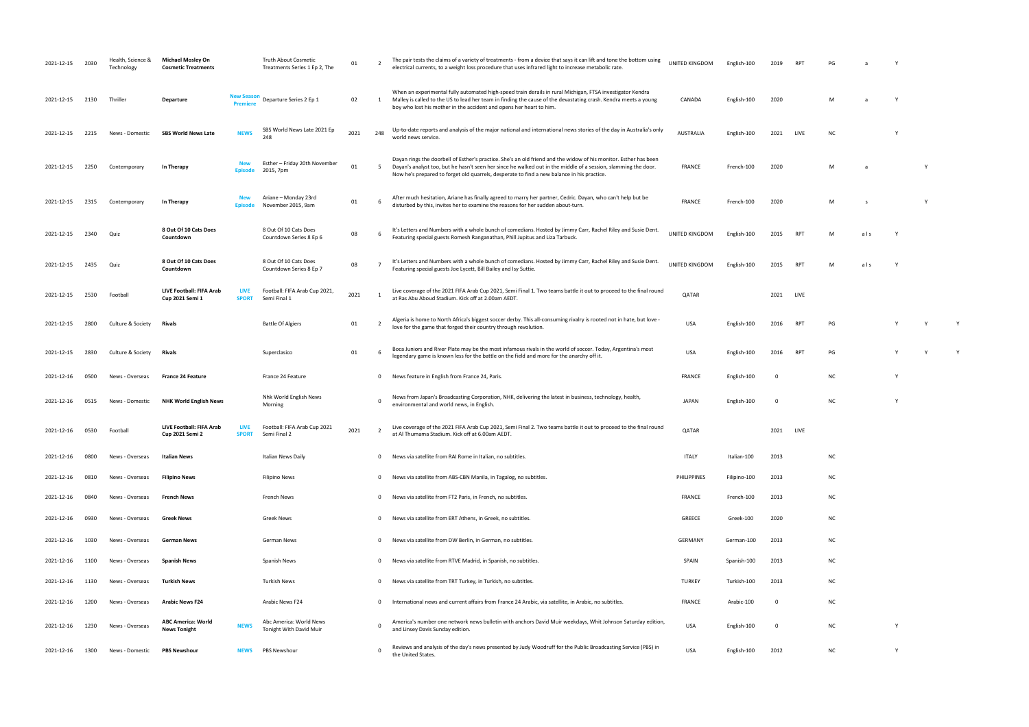| | | | | | | | | | | | | | | | | | | |
|---|---|---|---|---|---|---|---|---|---|---|---|---|---|---|---|---|---|---|
| 2021-12-15 | 2030 | Health, Science & Technology | **Michael Mosley On Cosmetic Treatments** | | Truth About Cosmetic Treatments Series 1 Ep 2, The | 01 | 2 | The pair tests the claims of a variety of treatments - from a device that says it can lift and tone the bottom using electrical currents, to a weight loss procedure that uses infrared light to increase metabolic rate. | UNITED KINGDOM | English-100 | 2019 | RPT | PG | a | Y | | | |
| 2021-12-15 | 2130 | Thriller | **Departure** | **New Season Premiere** | Departure Series 2 Ep 1 | 02 | 1 | When an experimental fully automated high-speed train derails in rural Michigan, FTSA investigator Kendra Malley is called to the US to lead her team in finding the cause of the devastating crash. Kendra meets a young boy who lost his mother in the accident and opens her heart to him. | CANADA | English-100 | 2020 | | M | a | Y | | | |
| 2021-12-15 | 2215 | News - Domestic | **SBS World News Late** | **NEWS** | SBS World News Late 2021 Ep 248 | 2021 | 248 | Up-to-date reports and analysis of the major national and international news stories of the day in Australia's only world news service. | AUSTRALIA | English-100 | 2021 | LIVE | NC | | Y | | | |
| 2021-12-15 | 2250 | Contemporary | **In Therapy** | **New Episode** | Esther – Friday 20th November 2015, 7pm | 01 | 5 | Dayan rings the doorbell of Esther's practice. She's an old friend and the widow of his monitor. Esther has been Dayan's analyst too, but he hasn't seen her since he walked out in the middle of a session, slamming the door. Now he's prepared to forget old quarrels, desperate to find a new balance in his practice. | FRANCE | French-100 | 2020 | | M | a | | Y | | |
| 2021-12-15 | 2315 | Contemporary | **In Therapy** | **New Episode** | Ariane – Monday 23rd November 2015, 9am | 01 | 6 | After much hesitation, Ariane has finally agreed to marry her partner, Cedric. Dayan, who can't help but be disturbed by this, invites her to examine the reasons for her sudden about-turn. | FRANCE | French-100 | 2020 | | M | s | | Y | | |
| 2021-12-15 | 2340 | Quiz | **8 Out Of 10 Cats Does Countdown** | | 8 Out Of 10 Cats Does Countdown Series 8 Ep 6 | 08 | 6 | It's Letters and Numbers with a whole bunch of comedians. Hosted by Jimmy Carr, Rachel Riley and Susie Dent. Featuring special guests Romesh Ranganathan, Phill Jupitus and Liza Tarbuck. | UNITED KINGDOM | English-100 | 2015 | RPT | M | a l s | Y | | | |
| 2021-12-15 | 2435 | Quiz | **8 Out Of 10 Cats Does Countdown** | | 8 Out Of 10 Cats Does Countdown Series 8 Ep 7 | 08 | 7 | It's Letters and Numbers with a whole bunch of comedians. Hosted by Jimmy Carr, Rachel Riley and Susie Dent. Featuring special guests Joe Lycett, Bill Bailey and Isy Suttie. | UNITED KINGDOM | English-100 | 2015 | RPT | M | a l s | Y | | | |
| 2021-12-15 | 2530 | Football | **LIVE Football: FIFA Arab Cup 2021 Semi 1** | **LIVE SPORT** | Football: FIFA Arab Cup 2021, Semi Final 1 | 2021 | 1 | Live coverage of the 2021 FIFA Arab Cup 2021, Semi Final 1. Two teams battle it out to proceed to the final round at Ras Abu Aboud Stadium. Kick off at 2.00am AEDT. | QATAR | | 2021 | LIVE | | | | | | |
| 2021-12-15 | 2800 | Culture & Society | **Rivals** | | Battle Of Algiers | 01 | 2 | Algeria is home to North Africa's biggest soccer derby. This all-consuming rivalry is rooted not in hate, but love - love for the game that forged their country through revolution. | USA | English-100 | 2016 | RPT | PG | | | Y | Y | Y |
| 2021-12-15 | 2830 | Culture & Society | **Rivals** | | Superclasico | 01 | 6 | Boca Juniors and River Plate may be the most infamous rivals in the world of soccer. Today, Argentina's most legendary game is known less for the battle on the field and more for the anarchy off it. | USA | English-100 | 2016 | RPT | PG | | | Y | Y | Y |
| 2021-12-16 | 0500 | News - Overseas | **France 24 Feature** | | France 24 Feature | | 0 | News feature in English from France 24, Paris. | FRANCE | English-100 | 0 | | NC | | Y | | | |
| 2021-12-16 | 0515 | News - Domestic | **NHK World English News** | | Nhk World English News Morning | | 0 | News from Japan's Broadcasting Corporation, NHK, delivering the latest in business, technology, health, environmental and world news, in English. | JAPAN | English-100 | 0 | | NC | | Y | | | |
| 2021-12-16 | 0530 | Football | **LIVE Football: FIFA Arab Cup 2021 Semi 2** | **LIVE SPORT** | Football: FIFA Arab Cup 2021 Semi Final 2 | 2021 | 2 | Live coverage of the 2021 FIFA Arab Cup 2021, Semi Final 2. Two teams battle it out to proceed to the final round at Al Thumama Stadium. Kick off at 6.00am AEDT. | QATAR | | 2021 | LIVE | | | | | | |
| 2021-12-16 | 0800 | News - Overseas | **Italian News** | | Italian News Daily | | 0 | News via satellite from RAI Rome in Italian, no subtitles. | ITALY | Italian-100 | 2013 | | NC | | | | | |
| 2021-12-16 | 0810 | News - Overseas | **Filipino News** | | Filipino News | | 0 | News via satellite from ABS-CBN Manila, in Tagalog, no subtitles. | PHILIPPINES | Filipino-100 | 2013 | | NC | | | | | |
| 2021-12-16 | 0840 | News - Overseas | **French News** | | French News | | 0 | News via satellite from FT2 Paris, in French, no subtitles. | FRANCE | French-100 | 2013 | | NC | | | | | |
| 2021-12-16 | 0930 | News - Overseas | **Greek News** | | Greek News | | 0 | News via satellite from ERT Athens, in Greek, no subtitles. | GREECE | Greek-100 | 2020 | | NC | | | | | |
| 2021-12-16 | 1030 | News - Overseas | **German News** | | German News | | 0 | News via satellite from DW Berlin, in German, no subtitles. | GERMANY | German-100 | 2013 | | NC | | | | | |
| 2021-12-16 | 1100 | News - Overseas | **Spanish News** | | Spanish News | | 0 | News via satellite from RTVE Madrid, in Spanish, no subtitles. | SPAIN | Spanish-100 | 2013 | | NC | | | | | |
| 2021-12-16 | 1130 | News - Overseas | **Turkish News** | | Turkish News | | 0 | News via satellite from TRT Turkey, in Turkish, no subtitles. | TURKEY | Turkish-100 | 2013 | | NC | | | | | |
| 2021-12-16 | 1200 | News - Overseas | **Arabic News F24** | | Arabic News F24 | | 0 | International news and current affairs from France 24 Arabic, via satellite, in Arabic, no subtitles. | FRANCE | Arabic-100 | 0 | | NC | | | | | |
| 2021-12-16 | 1230 | News - Overseas | **ABC America: World News Tonight** | **NEWS** | Abc America: World News Tonight With David Muir | | 0 | America's number one network news bulletin with anchors David Muir weekdays, Whit Johnson Saturday edition, and Linsey Davis Sunday edition. | USA | English-100 | 0 | | NC | | Y | | | |
| 2021-12-16 | 1300 | News - Domestic | **PBS Newshour** | **NEWS** | PBS Newshour | | 0 | Reviews and analysis of the day's news presented by Judy Woodruff for the Public Broadcasting Service (PBS) in the United States. | USA | English-100 | 2012 | | NC | | Y | | | |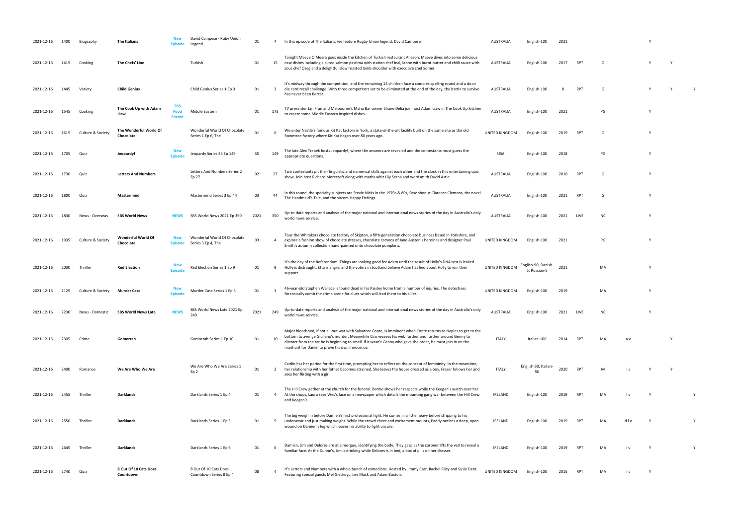| | | | | | | | | | | | | | | | | | |
|---|---|---|---|---|---|---|---|---|---|---|---|---|---|---|---|---|---|
| 2021-12-16 | 1400 | Biography | **The Italians** | **New Episode** | David Campese - Ruby Union Legend | 01 | 4 | In this episode of The Italians, we feature Rugby Union legend, David Campese. | AUSTRALIA | English-100 | 2021 | | | | Y | | |
| 2021-12-16 | 1415 | Cooking | **The Chefs' Line** | | Turkish | 01 | 15 | Tonight Maeve O'Meara goes inside the kitchen of Turkish restaurant Anason. Maeve dives into some delicious new dishes including a cured salmon pastima with station chef Inal, labne with burnt butter and chilli sauce with sous chef Ozeg and a delightful slow roasted lamb shoulder with executive chef Somer. | AUSTRALIA | English-100 | 2017 | RPT | G | | Y | Y | |
| 2021-12-16 | 1445 | Variety | **Child Genius** | | Child Genius Series 1 Ep 3 | 01 | 3 | It's midway through the competition, and the remaining 14 children face a complex spelling round and a do or die card recall challenge. With three competitors set to be eliminated at the end of the day, the battle to survive has never been fiercer. | AUSTRALIA | English-100 | 0 | RPT | G | | Y | Y | Y |
| 2021-12-16 | 1545 | Cooking | **The Cook Up with Adam Liaw** | **SBS Food Encore** | Middle Eastern | 01 | 173 | TV presenter Jan Fran and Melbourne's Maha Bar owner Shane Delia join host Adam Liaw in The Cook Up kitchen to create some Middle Eastern inspired dishes. | AUSTRALIA | English-100 | 2021 | | PG | | Y | | |
| 2021-12-16 | 1615 | Culture & Society | **The Wonderful World Of Chocolate** | | Wonderful World Of Chocolate Series 1 Ep 6, The | 01 | 6 | We enter Nestlé's famous Kit Kat factory in York, a state-of-the-art facility built on the same site as the old Rowntree factory where Kit Kat began over 80 years ago. | UNITED KINGDOM | English-100 | 2019 | RPT | G | | Y | | |
| 2021-12-16 | 1705 | Quiz | **Jeopardy!** | **New Episode** | Jeopardy Series 35 Ep 149 | 35 | 149 | The late Alex Trebek hosts Jeopardy!, where the answers are revealed and the contestants must guess the appropriate questions. | USA | English-100 | 2018 | | PG | | Y | | |
| 2021-12-16 | 1730 | Quiz | **Letters And Numbers** | | Letters And Numbers Series 2 Ep 27 | 02 | 27 | Two contestants pit their linguistic and numerical skills against each other and the clock in this entertaining quiz show. Join host Richard Morecroft along with maths whiz Lily Serna and wordsmith David Astle. | AUSTRALIA | English-100 | 2010 | RPT | G | | Y | | |
| 2021-12-16 | 1800 | Quiz | **Mastermind** | | Mastermind Series 3 Ep 44 | 03 | 44 | In this round, the specialty subjects are Stevie Nicks in the 1970s & 80s, Saxophonist Clarence Clemons, the novel The Handmaid's Tale, and the sitcom Happy Endings. | AUSTRALIA | English-100 | 2021 | RPT | G | | Y | | |
| 2021-12-16 | 1830 | News - Overseas | **SBS World News** | **NEWS** | SBS World News 2021 Ep 350 | 2021 | 350 | Up-to-date reports and analysis of the major national and international news stories of the day in Australia's only world news service. | AUSTRALIA | English-100 | 2021 | LIVE | NC | | Y | | |
| 2021-12-16 | 1935 | Culture & Society | **Wonderful World Of Chocolate** | **New Episode** | Wonderful World Of Chocolate Series 3 Ep 4, The | 03 | 4 | Tour the Whitakers chocolate factory of Skipton, a fifth-generation chocolate business based in Yorkshire, and explore a fashion show of chocolate dresses, chocolate cameos of Jane Austen's heroines and designer Paul Smith's autumn collection hand-painted onto chocolate pumpkins. | UNITED KINGDOM | English-100 | 2021 | | PG | | Y | | |
| 2021-12-16 | 2030 | Thriller | **Red Election** | **New Episode** | Red Election Series 1 Ep 9 | 01 | 9 | It's the day of the Referendum. Things are looking good for Adam until the result of Holly's DNA test is leaked. Holly is distraught, Etta is angry, and the voters in Scotland believe Adam has lied about Holly to win their support. | UNITED KINGDOM | English-90; Danish-5; Russian-5 | 2021 | | MA | | Y | | |
| 2021-12-16 | 2125 | Culture & Society | **Murder Case** | **New Episode** | Murder Case Series 1 Ep 3 | 01 | 3 | 46-year-old Stephen Wallace is found dead in his Paisley home from a number of injuries. The detectives forensically comb the crime scene for clues which will lead them to his killer. | UNITED KINGDOM | English-100 | 2019 | | MA | | Y | | |
| 2021-12-16 | 2230 | News - Domestic | **SBS World News Late** | **NEWS** | SBS World News Late 2021 Ep 249 | 2021 | 249 | Up-to-date reports and analysis of the major national and international news stories of the day in Australia's only world news service. | AUSTRALIA | English-100 | 2021 | LIVE | NC | | Y | | |
| 2021-12-16 | 2305 | Crime | **Gomorrah** | | Gomorrah Series 1 Ep 10 | 01 | 10 | Major bloodshed, if not all-out war with Salvatore Conte, is imminent when Conte returns to Naples to get to the bottom to avenge Giuliano's murder. Meanwhile Ciro weaves his web further and further around Genny to distract from the rat he is beginning to smell. If it wasn't Genny who gave the order, he must join in on the manhunt for Daniel to prove his own innocence. | ITALY | Italian-100 | 2014 | RPT | MA | a v | | Y | |
| 2021-12-16 | 2400 | Romance | **We Are Who We Are** | | We Are Who We Are Series 1 Ep 2 | 01 | 2 | Caitlin has her period for the first time, prompting her to reflect on the concept of femininity. In the meantime, her relationship with her father becomes strained. She leaves the house dressed as a boy. Fraser follows her and sees her flirting with a girl. | ITALY | English-50; Italian-50 | 2020 | RPT | M | l s | Y | Y | |
| 2021-12-16 | 2455 | Thriller | **Darklands** | | Darklands Series 1 Ep 4 | 01 | 4 | The Hill Crew gather at the church for the funeral. Bernie shows her respects while the Keegan's watch over her. At the shops, Laura sees Wes's face on a newspaper which details the mounting gang war between the Hill Crew and Keegan's. | IRELAND | English-100 | 2019 | RPT | MA | l v | Y | | Y |
| 2021-12-16 | 2550 | Thriller | **Darklands** | | Darklands Series 1 Ep 5 | 01 | 5 | The big weigh in before Damien's first professional fight. He comes in a little heavy before stripping to his underwear and just making weight. While the crowd cheer and excitement mounts, Paddy notices a deep, open wound on Damien's leg which leaves his ability to fight unsure. | IRELAND | English-100 | 2019 | RPT | MA | d l v | Y | | Y |
| 2021-12-16 | 2645 | Thriller | **Darklands** | | Darklands Series 1 Ep 6 | 01 | 6 | Damien, Jim and Delores are at a morgue, identifying the body. They gasp as the coroner lifts the veil to reveal a familiar face. At the Dunne's, Jim is drinking while Delores is in bed, a box of pills on her dresser. | IRELAND | English-100 | 2019 | RPT | MA | l v | Y | | Y |
| 2021-12-16 | 2740 | Quiz | **8 Out Of 10 Cats Does Countdown** | | 8 Out Of 10 Cats Does Countdown Series 8 Ep 4 | 08 | 4 | It's Letters and Numbers with a whole bunch of comedians. Hosted by Jimmy Carr, Rachel Riley and Susie Dent. Featuring special guests Mel Giedroyc, Lee Mack and Adam Buxton. | UNITED KINGDOM | English-100 | 2015 | RPT | MA | l s | Y | | |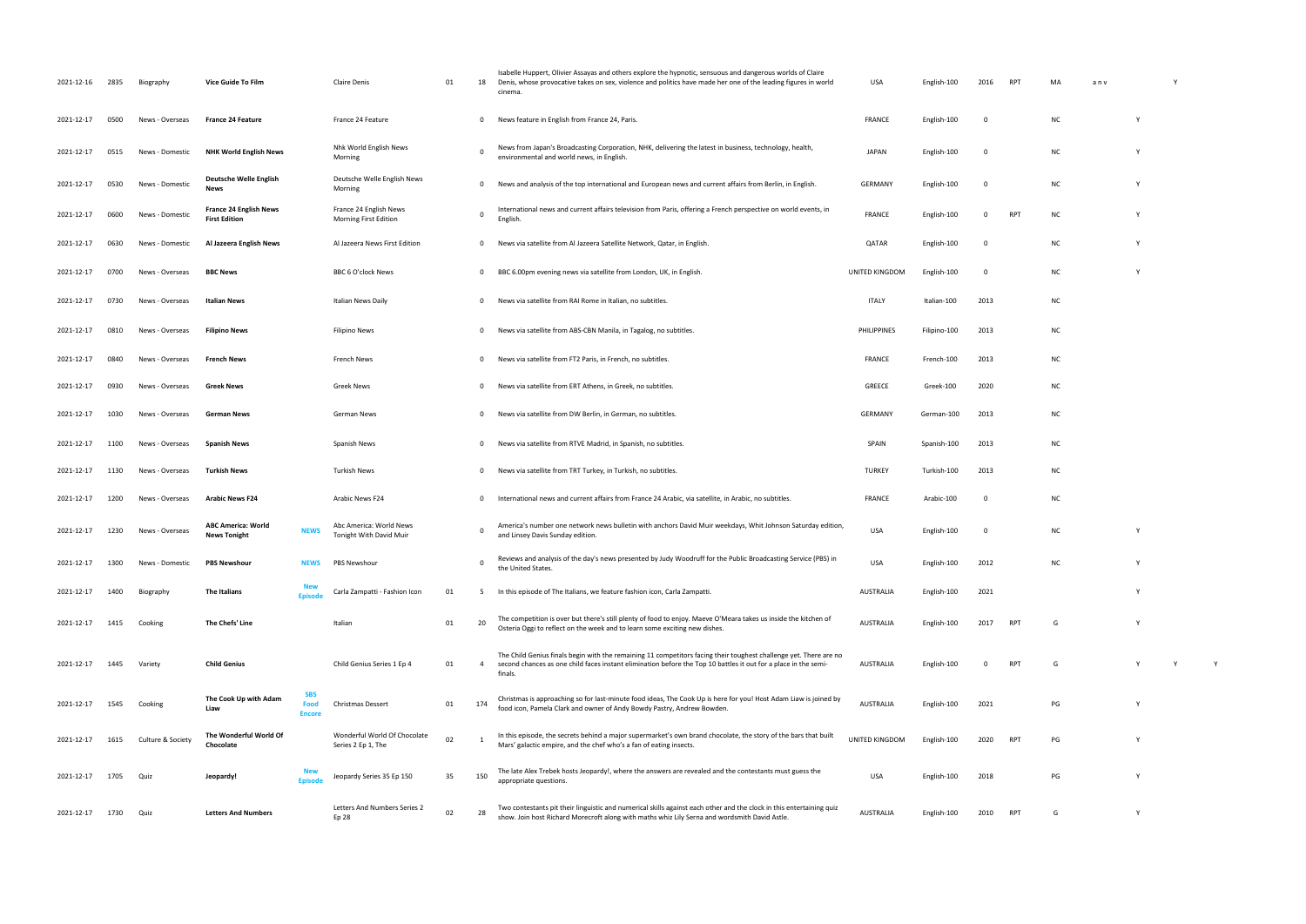| | | | | | | | | | | | | | | | | | |
|---|---|---|---|---|---|---|---|---|---|---|---|---|---|---|---|---|---|
| 2021-12-16 | 2835 | Biography | **Vice Guide To Film** | | Claire Denis | 01 | 18 | Isabelle Huppert, Olivier Assayas and others explore the hypnotic, sensuous and dangerous worlds of Claire Denis, whose provocative takes on sex, violence and politics have made her one of the leading figures in world cinema. | USA | English-100 | 2016 | RPT | MA | a n v | | Y | |
| 2021-12-17 | 0500 | News - Overseas | **France 24 Feature** | | France 24 Feature | | 0 | News feature in English from France 24, Paris. | FRANCE | English-100 | 0 | | NC | | Y | | |
| 2021-12-17 | 0515 | News - Domestic | **NHK World English News** | | Nhk World English News Morning | | 0 | News from Japan's Broadcasting Corporation, NHK, delivering the latest in business, technology, health, environmental and world news, in English. | JAPAN | English-100 | 0 | | NC | | Y | | |
| 2021-12-17 | 0530 | News - Domestic | **Deutsche Welle English News** | | Deutsche Welle English News Morning | | 0 | News and analysis of the top international and European news and current affairs from Berlin, in English. | GERMANY | English-100 | 0 | | NC | | Y | | |
| 2021-12-17 | 0600 | News - Domestic | **France 24 English News First Edition** | | France 24 English News Morning First Edition | | 0 | International news and current affairs television from Paris, offering a French perspective on world events, in English. | FRANCE | English-100 | 0 | RPT | NC | | Y | | |
| 2021-12-17 | 0630 | News - Domestic | **Al Jazeera English News** | | Al Jazeera News First Edition | | 0 | News via satellite from Al Jazeera Satellite Network, Qatar, in English. | QATAR | English-100 | 0 | | NC | | Y | | |
| 2021-12-17 | 0700 | News - Overseas | **BBC News** | | BBC 6 O'clock News | | 0 | BBC 6.00pm evening news via satellite from London, UK, in English. | UNITED KINGDOM | English-100 | 0 | | NC | | Y | | |
| 2021-12-17 | 0730 | News - Overseas | **Italian News** | | Italian News Daily | | 0 | News via satellite from RAI Rome in Italian, no subtitles. | ITALY | Italian-100 | 2013 | | NC | | | | |
| 2021-12-17 | 0810 | News - Overseas | **Filipino News** | | Filipino News | | 0 | News via satellite from ABS-CBN Manila, in Tagalog, no subtitles. | PHILIPPINES | Filipino-100 | 2013 | | NC | | | | |
| 2021-12-17 | 0840 | News - Overseas | **French News** | | French News | | 0 | News via satellite from FT2 Paris, in French, no subtitles. | FRANCE | French-100 | 2013 | | NC | | | | |
| 2021-12-17 | 0930 | News - Overseas | **Greek News** | | Greek News | | 0 | News via satellite from ERT Athens, in Greek, no subtitles. | GREECE | Greek-100 | 2020 | | NC | | | | |
| 2021-12-17 | 1030 | News - Overseas | **German News** | | German News | | 0 | News via satellite from DW Berlin, in German, no subtitles. | GERMANY | German-100 | 2013 | | NC | | | | |
| 2021-12-17 | 1100 | News - Overseas | **Spanish News** | | Spanish News | | 0 | News via satellite from RTVE Madrid, in Spanish, no subtitles. | SPAIN | Spanish-100 | 2013 | | NC | | | | |
| 2021-12-17 | 1130 | News - Overseas | **Turkish News** | | Turkish News | | 0 | News via satellite from TRT Turkey, in Turkish, no subtitles. | TURKEY | Turkish-100 | 2013 | | NC | | | | |
| 2021-12-17 | 1200 | News - Overseas | **Arabic News F24** | | Arabic News F24 | | 0 | International news and current affairs from France 24 Arabic, via satellite, in Arabic, no subtitles. | FRANCE | Arabic-100 | 0 | | NC | | | | |
| 2021-12-17 | 1230 | News - Overseas | **ABC America: World News Tonight** | NEWS | Abc America: World News Tonight With David Muir | | 0 | America's number one network news bulletin with anchors David Muir weekdays, Whit Johnson Saturday edition, and Linsey Davis Sunday edition. | USA | English-100 | 0 | | NC | | Y | | |
| 2021-12-17 | 1300 | News - Domestic | **PBS Newshour** | NEWS | PBS Newshour | | 0 | Reviews and analysis of the day's news presented by Judy Woodruff for the Public Broadcasting Service (PBS) in the United States. | USA | English-100 | 2012 | | NC | | Y | | |
| 2021-12-17 | 1400 | Biography | **The Italians** | New Episode | Carla Zampatti - Fashion Icon | 01 | 5 | In this episode of The Italians, we feature fashion icon, Carla Zampatti. | AUSTRALIA | English-100 | 2021 | | | | Y | | |
| 2021-12-17 | 1415 | Cooking | **The Chefs' Line** | | Italian | 01 | 20 | The competition is over but there's still plenty of food to enjoy. Maeve O'Meara takes us inside the kitchen of Osteria Oggi to reflect on the week and to learn some exciting new dishes. | AUSTRALIA | English-100 | 2017 | RPT | G | | Y | | |
| 2021-12-17 | 1445 | Variety | **Child Genius** | | Child Genius Series 1 Ep 4 | 01 | 4 | The Child Genius finals begin with the remaining 11 competitors facing their toughest challenge yet. There are no second chances as one child faces instant elimination before the Top 10 battles it out for a place in the semi-finals. | AUSTRALIA | English-100 | 0 | RPT | G | | Y | Y | Y |
| 2021-12-17 | 1545 | Cooking | **The Cook Up with Adam Liaw** | SBS Food Encore | Christmas Dessert | 01 | 174 | Christmas is approaching so for last-minute food ideas, The Cook Up is here for you! Host Adam Liaw is joined by food icon, Pamela Clark and owner of Andy Bowdy Pastry, Andrew Bowden. | AUSTRALIA | English-100 | 2021 | | PG | | Y | | |
| 2021-12-17 | 1615 | Culture & Society | **The Wonderful World Of Chocolate** | | Wonderful World Of Chocolate Series 2 Ep 1, The | 02 | 1 | In this episode, the secrets behind a major supermarket's own brand chocolate, the story of the bars that built Mars' galactic empire, and the chef who's a fan of eating insects. | UNITED KINGDOM | English-100 | 2020 | RPT | PG | | Y | | |
| 2021-12-17 | 1705 | Quiz | **Jeopardy!** | New Episode | Jeopardy Series 35 Ep 150 | 35 | 150 | The late Alex Trebek hosts Jeopardy!, where the answers are revealed and the contestants must guess the appropriate questions. | USA | English-100 | 2018 | | PG | | Y | | |
| 2021-12-17 | 1730 | Quiz | **Letters And Numbers** | | Letters And Numbers Series 2 Ep 28 | 02 | 28 | Two contestants pit their linguistic and numerical skills against each other and the clock in this entertaining quiz show. Join host Richard Morecroft along with maths whiz Lily Serna and wordsmith David Astle. | AUSTRALIA | English-100 | 2010 | RPT | G | | Y | | |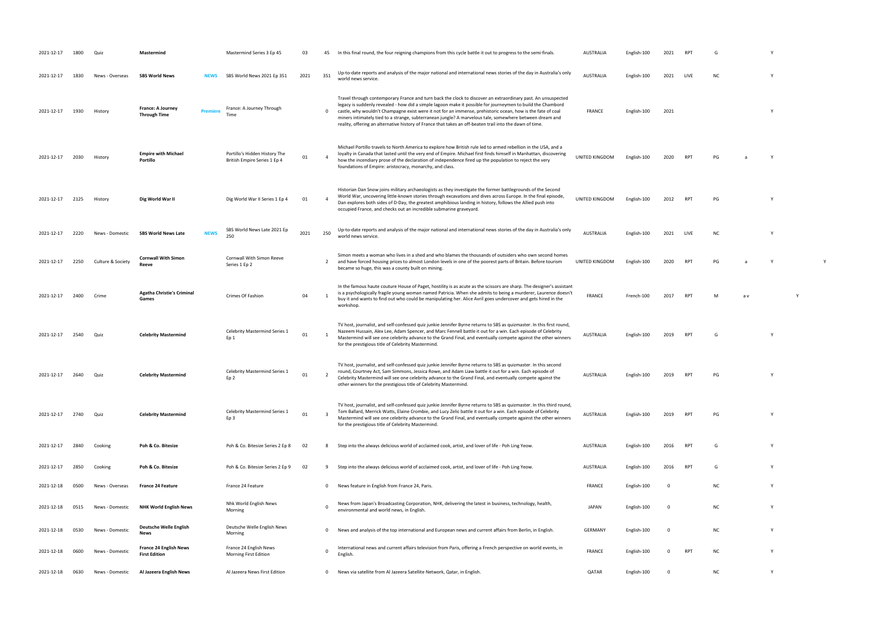| | | | | | | | | | | | | | | | | | |
|---|---|---|---|---|---|---|---|---|---|---|---|---|---|---|---|---|---|
| 2021-12-17 | 1800 | Quiz | **Mastermind** | | Mastermind Series 3 Ep 45 | 03 | 45 | In this final round, the four reigning champions from this cycle battle it out to progress to the semi-finals. | AUSTRALIA | English-100 | 2021 | RPT | G | | Y | | |
| 2021-12-17 | 1830 | News - Overseas | **SBS World News** | **NEWS** | SBS World News 2021 Ep 351 | 2021 | 351 | Up-to-date reports and analysis of the major national and international news stories of the day in Australia's only world news service. | AUSTRALIA | English-100 | 2021 | LIVE | NC | | Y | | |
| 2021-12-17 | 1930 | History | **France: A Journey Through Time** | **Premiere** | France: A Journey Through Time | | 0 | Travel through contemporary France and turn back the clock to discover an extraordinary past. An unsuspected legacy is suddenly revealed - how did a simple lagoon make it possible for journeymen to build the Chambord castle, why wouldn't Champagne exist were it not for an immense, prehistoric ocean, how is the fate of coal miners intimately tied to a strange, subterranean jungle? A marvelous tale, somewhere between dream and reality, offering an alternative history of France that takes an off-beaten trail into the dawn of time. | FRANCE | English-100 | 2021 | | | | Y | | |
| 2021-12-17 | 2030 | History | **Empire with Michael Portillo** | | Portillo's Hidden History The British Empire Series 1 Ep 4 | 01 | 4 | Michael Portillo travels to North America to explore how British rule led to armed rebellion in the USA, and a loyalty in Canada that lasted until the very end of Empire. Michael first finds himself in Manhattan, discovering how the incendiary prose of the declaration of independence fired up the population to reject the very foundations of Empire: aristocracy, monarchy, and class. | UNITED KINGDOM | English-100 | 2020 | RPT | PG | a | Y | | |
| 2021-12-17 | 2125 | History | **Dig World War II** | | Dig World War II Series 1 Ep 4 | 01 | 4 | Historian Dan Snow joins military archaeologists as they investigate the former battlegrounds of the Second World War, uncovering little-known stories through excavations and dives across Europe. In the final episode, Dan explores both sides of D-Day, the greatest amphibious landing in history, follows the Allied push into occupied France, and checks out an incredible submarine graveyard. | UNITED KINGDOM | English-100 | 2012 | RPT | PG | | Y | | |
| 2021-12-17 | 2220 | News - Domestic | **SBS World News Late** | **NEWS** | SBS World News Late 2021 Ep 250 | 2021 | 250 | Up-to-date reports and analysis of the major national and international news stories of the day in Australia's only world news service. | AUSTRALIA | English-100 | 2021 | LIVE | NC | | Y | | |
| 2021-12-17 | 2250 | Culture & Society | **Cornwall With Simon Reeve** | | Cornwall With Simon Reeve Series 1 Ep 2 | | 2 | Simon meets a woman who lives in a shed and who blames the thousands of outsiders who own second homes and have forced housing prices to almost London levels in one of the poorest parts of Britain. Before tourism became so huge, this was a county built on mining. | UNITED KINGDOM | English-100 | 2020 | RPT | PG | a | Y | | Y |
| 2021-12-17 | 2400 | Crime | **Agatha Christie's Criminal Games** | | Crimes Of Fashion | 04 | 1 | In the famous haute couture House of Paget, hostility is as acute as the scissors are sharp. The designer's assistant is a psychologically fragile young woman named Patricia. When she admits to being a murderer, Laurence doesn't buy it and wants to find out who could be manipulating her. Alice Avril goes undercover and gets hired in the workshop. | FRANCE | French-100 | 2017 | RPT | M | a v | | Y | |
| 2021-12-17 | 2540 | Quiz | **Celebrity Mastermind** | | Celebrity Mastermind Series 1 Ep 1 | 01 | 1 | TV host, journalist, and self-confessed quiz junkie Jennifer Byrne returns to SBS as quizmaster. In this first round, Nazeem Hussain, Alex Lee, Adam Spencer, and Marc Fennell battle it out for a win. Each episode of Celebrity Mastermind will see one celebrity advance to the Grand Final, and eventually compete against the other winners for the prestigious title of Celebrity Mastermind. | AUSTRALIA | English-100 | 2019 | RPT | G | | Y | | |
| 2021-12-17 | 2640 | Quiz | **Celebrity Mastermind** | | Celebrity Mastermind Series 1 Ep 2 | 01 | 2 | TV host, journalist, and self-confessed quiz junkie Jennifer Byrne returns to SBS as quizmaster. In this second round, Courtney Act, Sam Simmons, Jessica Rowe, and Adam Liaw battle it out for a win. Each episode of Celebrity Mastermind will see one celebrity advance to the Grand Final, and eventually compete against the other winners for the prestigious title of Celebrity Mastermind. | AUSTRALIA | English-100 | 2019 | RPT | PG | | Y | | |
| 2021-12-17 | 2740 | Quiz | **Celebrity Mastermind** | | Celebrity Mastermind Series 1 Ep 3 | 01 | 3 | TV host, journalist, and self-confessed quiz junkie Jennifer Byrne returns to SBS as quizmaster. In this third round, Tom Ballard, Merrick Watts, Elaine Crombie, and Lucy Zelic battle it out for a win. Each episode of Celebrity Mastermind will see one celebrity advance to the Grand Final, and eventually compete against the other winners for the prestigious title of Celebrity Mastermind. | AUSTRALIA | English-100 | 2019 | RPT | PG | | Y | | |
| 2021-12-17 | 2840 | Cooking | **Poh & Co. Bitesize** | | Poh & Co. Bitesize Series 2 Ep 8 | 02 | 8 | Step into the always delicious world of acclaimed cook, artist, and lover of life - Poh Ling Yeow. | AUSTRALIA | English-100 | 2016 | RPT | G | | Y | | |
| 2021-12-17 | 2850 | Cooking | **Poh & Co. Bitesize** | | Poh & Co. Bitesize Series 2 Ep 9 | 02 | 9 | Step into the always delicious world of acclaimed cook, artist, and lover of life - Poh Ling Yeow. | AUSTRALIA | English-100 | 2016 | RPT | G | | Y | | |
| 2021-12-18 | 0500 | News - Overseas | **France 24 Feature** | | France 24 Feature | | 0 | News feature in English from France 24, Paris. | FRANCE | English-100 | 0 | | NC | | Y | | |
| 2021-12-18 | 0515 | News - Domestic | **NHK World English News** | | Nhk World English News Morning | | 0 | News from Japan's Broadcasting Corporation, NHK, delivering the latest in business, technology, health, environmental and world news, in English. | JAPAN | English-100 | 0 | | NC | | Y | | |
| 2021-12-18 | 0530 | News - Domestic | **Deutsche Welle English News** | | Deutsche Welle English News Morning | | 0 | News and analysis of the top international and European news and current affairs from Berlin, in English. | GERMANY | English-100 | 0 | | NC | | Y | | |
| 2021-12-18 | 0600 | News - Domestic | **France 24 English News First Edition** | | France 24 English News Morning First Edition | | 0 | International news and current affairs television from Paris, offering a French perspective on world events, in English. | FRANCE | English-100 | 0 | RPT | NC | | Y | | |
| 2021-12-18 | 0630 | News - Domestic | **Al Jazeera English News** | | Al Jazeera News First Edition | | 0 | News via satellite from Al Jazeera Satellite Network, Qatar, in English. | QATAR | English-100 | 0 | | NC | | Y | | |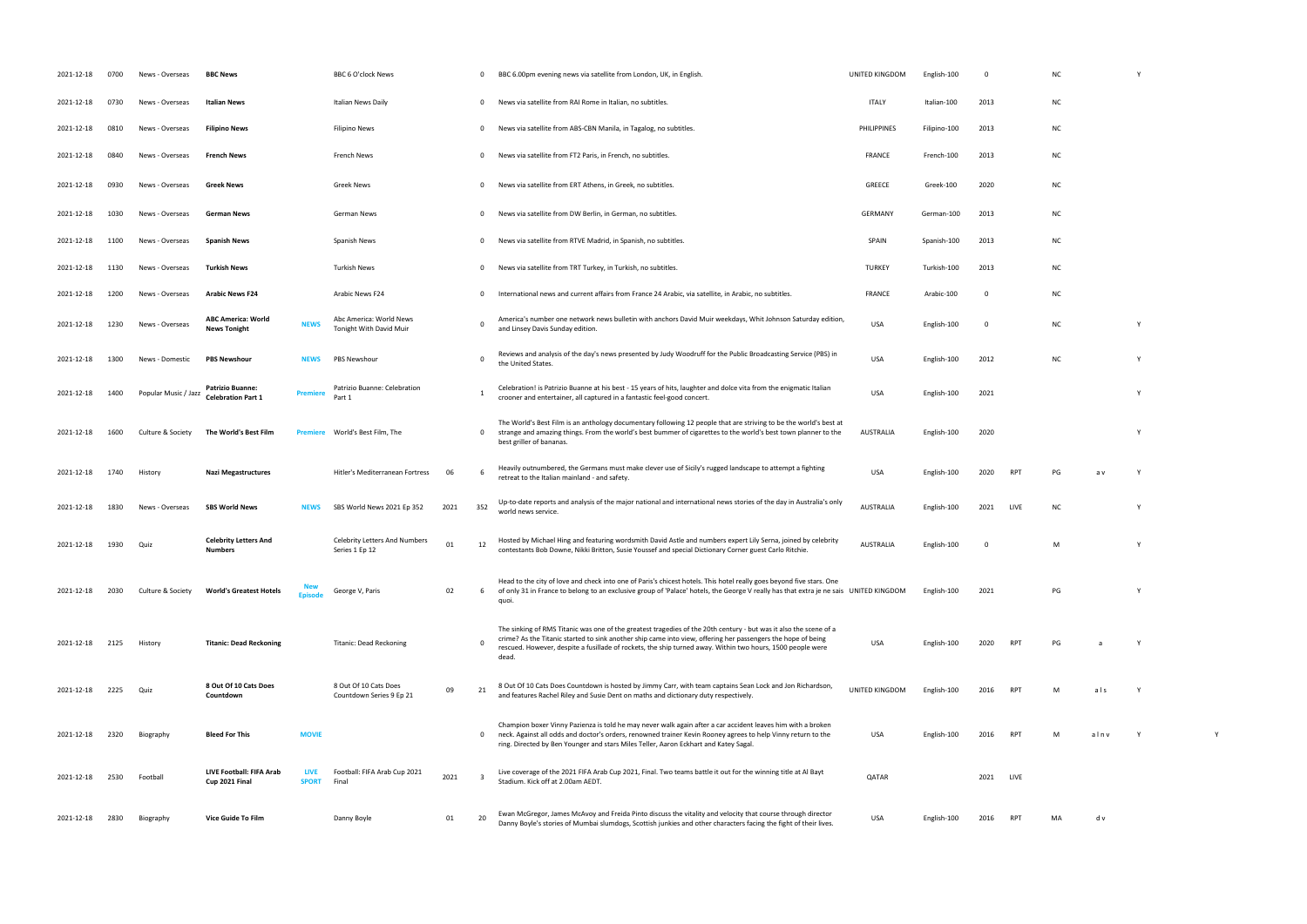| | | | | | | | | | | | | | | | | | | |
|---|---|---|---|---|---|---|---|---|---|---|---|---|---|---|---|---|---|---|
| 2021-12-18 | 0700 | News - Overseas | **BBC News** | | BBC 6 O'clock News | | 0 | BBC 6.00pm evening news via satellite from London, UK, in English. | UNITED KINGDOM | English-100 | 0 | | NC | | Y | |
| 2021-12-18 | 0730 | News - Overseas | **Italian News** | | Italian News Daily | | 0 | News via satellite from RAI Rome in Italian, no subtitles. | ITALY | Italian-100 | 2013 | | NC | | | |
| 2021-12-18 | 0810 | News - Overseas | **Filipino News** | | Filipino News | | 0 | News via satellite from ABS-CBN Manila, in Tagalog, no subtitles. | PHILIPPINES | Filipino-100 | 2013 | | NC | | | |
| 2021-12-18 | 0840 | News - Overseas | **French News** | | French News | | 0 | News via satellite from FT2 Paris, in French, no subtitles. | FRANCE | French-100 | 2013 | | NC | | | |
| 2021-12-18 | 0930 | News - Overseas | **Greek News** | | Greek News | | 0 | News via satellite from ERT Athens, in Greek, no subtitles. | GREECE | Greek-100 | 2020 | | NC | | | |
| 2021-12-18 | 1030 | News - Overseas | **German News** | | German News | | 0 | News via satellite from DW Berlin, in German, no subtitles. | GERMANY | German-100 | 2013 | | NC | | | |
| 2021-12-18 | 1100 | News - Overseas | **Spanish News** | | Spanish News | | 0 | News via satellite from RTVE Madrid, in Spanish, no subtitles. | SPAIN | Spanish-100 | 2013 | | NC | | | |
| 2021-12-18 | 1130 | News - Overseas | **Turkish News** | | Turkish News | | 0 | News via satellite from TRT Turkey, in Turkish, no subtitles. | TURKEY | Turkish-100 | 2013 | | NC | | | |
| 2021-12-18 | 1200 | News - Overseas | **Arabic News F24** | | Arabic News F24 | | 0 | International news and current affairs from France 24 Arabic, via satellite, in Arabic, no subtitles. | FRANCE | Arabic-100 | 0 | | NC | | | |
| 2021-12-18 | 1230 | News - Overseas | **ABC America: World News Tonight** | **NEWS** | Abc America: World News Tonight With David Muir | | 0 | America's number one network news bulletin with anchors David Muir weekdays, Whit Johnson Saturday edition, and Linsey Davis Sunday edition. | USA | English-100 | 0 | | NC | | Y | |
| 2021-12-18 | 1300 | News - Domestic | **PBS Newshour** | **NEWS** | PBS Newshour | | 0 | Reviews and analysis of the day's news presented by Judy Woodruff for the Public Broadcasting Service (PBS) in the United States. | USA | English-100 | 2012 | | NC | | Y | |
| 2021-12-18 | 1400 | Popular Music / Jazz | **Patrizio Buanne: Celebration Part 1** | **Premiere** | Patrizio Buanne: Celebration Part 1 | | 1 | Celebration! is Patrizio Buanne at his best - 15 years of hits, laughter and dolce vita from the enigmatic Italian crooner and entertainer, all captured in a fantastic feel-good concert. | USA | English-100 | 2021 | | | | Y | |
| 2021-12-18 | 1600 | Culture & Society | **The World's Best Film** | **Premiere** | World's Best Film, The | | 0 | The World's Best Film is an anthology documentary following 12 people that are striving to be the world's best at strange and amazing things. From the world's best bummer of cigarettes to the world's best town planner to the best griller of bananas. | AUSTRALIA | English-100 | 2020 | | | | Y | |
| 2021-12-18 | 1740 | History | **Nazi Megastructures** | | Hitler's Mediterranean Fortress | 06 | 6 | Heavily outnumbered, the Germans must make clever use of Sicily's rugged landscape to attempt a fighting retreat to the Italian mainland - and safety. | USA | English-100 | 2020 | RPT | PG | a v | Y | |
| 2021-12-18 | 1830 | News - Overseas | **SBS World News** | **NEWS** | SBS World News 2021 Ep 352 | 2021 | 352 | Up-to-date reports and analysis of the major national and international news stories of the day in Australia's only world news service. | AUSTRALIA | English-100 | 2021 | LIVE | NC | | Y | |
| 2021-12-18 | 1930 | Quiz | **Celebrity Letters And Numbers** | | Celebrity Letters And Numbers Series 1 Ep 12 | 01 | 12 | Hosted by Michael Hing and featuring wordsmith David Astle and numbers expert Lily Serna, joined by celebrity contestants Bob Downe, Nikki Britton, Susie Youssef and special Dictionary Corner guest Carlo Ritchie. | AUSTRALIA | English-100 | 0 | | M | | Y | |
| 2021-12-18 | 2030 | Culture & Society | **World's Greatest Hotels** | **New Episode** | George V, Paris | 02 | 6 | Head to the city of love and check into one of Paris's chicest hotels. This hotel really goes beyond five stars. One of only 31 in France to belong to an exclusive group of 'Palace' hotels, the George V really has that extra je ne sais quoi. | UNITED KINGDOM | English-100 | 2021 | | PG | | Y | |
| 2021-12-18 | 2125 | History | **Titanic: Dead Reckoning** | | Titanic: Dead Reckoning | | 0 | The sinking of RMS Titanic was one of the greatest tragedies of the 20th century - but was it also the scene of a crime? As the Titanic started to sink another ship came into view, offering her passengers the hope of being rescued. However, despite a fusillade of rockets, the ship turned away. Within two hours, 1500 people were dead. | USA | English-100 | 2020 | RPT | PG | a | Y | |
| 2021-12-18 | 2225 | Quiz | **8 Out Of 10 Cats Does Countdown** | | 8 Out Of 10 Cats Does Countdown Series 9 Ep 21 | 09 | 21 | 8 Out Of 10 Cats Does Countdown is hosted by Jimmy Carr, with team captains Sean Lock and Jon Richardson, and features Rachel Riley and Susie Dent on maths and dictionary duty respectively. | UNITED KINGDOM | English-100 | 2016 | RPT | M | a l s | Y | |
| 2021-12-18 | 2320 | Biography | **Bleed For This** | **MOVIE** | | | 0 | Champion boxer Vinny Pazienza is told he may never walk again after a car accident leaves him with a broken neck. Against all odds and doctor's orders, renowned trainer Kevin Rooney agrees to help Vinny return to the ring. Directed by Ben Younger and stars Miles Teller, Aaron Eckhart and Katey Sagal. | USA | English-100 | 2016 | RPT | M | a l n v | Y | Y |
| 2021-12-18 | 2530 | Football | **LIVE Football: FIFA Arab Cup 2021 Final** | **LIVE SPORT** | Football: FIFA Arab Cup 2021 Final | 2021 | 3 | Live coverage of the 2021 FIFA Arab Cup 2021, Final. Two teams battle it out for the winning title at Al Bayt Stadium. Kick off at 2.00am AEDT. | QATAR | | 2021 | LIVE | | | | |
| 2021-12-18 | 2830 | Biography | **Vice Guide To Film** | | Danny Boyle | 01 | 20 | Ewan McGregor, James McAvoy and Freida Pinto discuss the vitality and velocity that course through director Danny Boyle's stories of Mumbai slumdogs, Scottish junkies and other characters facing the fight of their lives. | USA | English-100 | 2016 | RPT | MA | d v | | |